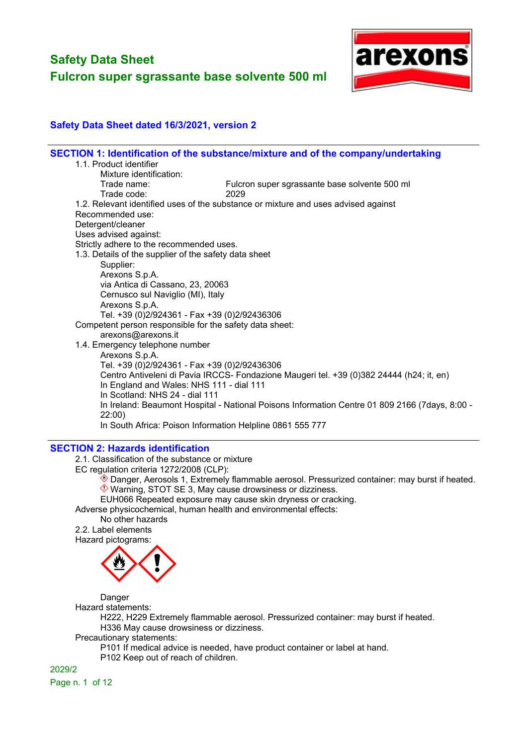# Safety Data Sheet

# Fulcron super sgrassante base solvente 500 ml

**Safety Data Sheet dated 16/3/2021, version 2**

## SECTION 1: Identification of the substance/mixture and of the company/undertaking

1.1. Product identifier

Mixture identification:

Trade name: Fulcron super sgrassante base solvente 500 ml

Trade code: 2029

1.2. Relevant identified uses of the substance or mixture and uses advised against

Recommended use:

Detergent/cleaner

Uses advised against:

Strictly adhere to the recommended uses.

1.3. Details of the supplier of the safety data sheet

Supplier:

Arexons S.p.A.

via Antica di Cassano, 23, 20063

Cernusco sul Naviglio (MI), Italy

Arexons S.p.A.

Tel. +39 (0)2/924361 - Fax +39 (0)2/92436306

Competent person responsible for the safety data sheet:

arexons@arexons.it

1.4. Emergency telephone number

Arexons S.p.A.

Tel. +39 (0)2/924361 - Fax +39 (0)2/92436306

Centro Antiveleni di Pavia IRCCS- Fondazione Maugeri tel. +39 (0)382 24444 (h24; it, en)

In England and Wales: NHS 111 - dial 111

In Scotland: NHS 24 - dial 111

In Ireland: Beaumont Hospital - National Poisons Information Centre 01 809 2166 (7days, 8:00 - 22:00)

In South Africa: Poison Information Helpline 0861 555 777

## SECTION 2: Hazards identification

2.1. Classification of the substance or mixture

EC regulation criteria 1272/2008 (CLP):

Danger, Aerosols 1, Extremely flammable aerosol. Pressurized container: may burst if heated.

Warning, STOT SE 3, May cause drowsiness or dizziness.

EUH066 Repeated exposure may cause skin dryness or cracking.

Adverse physicochemical, human health and environmental effects:

No other hazards

2.2. Label elements

Hazard pictograms:

Danger

Hazard statements:

H222, H229 Extremely flammable aerosol. Pressurized container: may burst if heated.

H336 May cause drowsiness or dizziness.

Precautionary statements:

P101 If medical advice is needed, have product container or label at hand.

P102 Keep out of reach of children.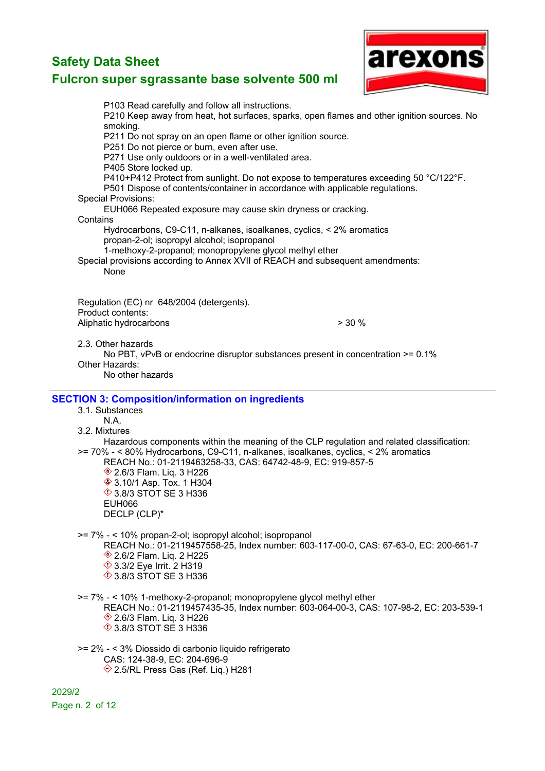P103 Read carefully and follow all instructions.
P210 Keep away from heat, hot surfaces, sparks, open flames and other ignition sources. No smoking.
P211 Do not spray on an open flame or other ignition source.
P251 Do not pierce or burn, even after use.
P271 Use only outdoors or in a well-ventilated area.
P405 Store locked up.
P410+P412 Protect from sunlight. Do not expose to temperatures exceeding 50 °C/122°F.
P501 Dispose of contents/container in accordance with applicable regulations.

Special Provisions:
EUH066 Repeated exposure may cause skin dryness or cracking.

Contains
Hydrocarbons, C9-C11, n-alkanes, isoalkanes, cyclics, < 2% aromatics
propan-2-ol; isopropyl alcohol; isopropanol
1-methoxy-2-propanol; monopropylene glycol methyl ether

Special provisions according to Annex XVII of REACH and subsequent amendments:
None

Regulation (EC) nr 648/2004 (detergents).
Product contents:

| Aliphatic hydrocarbons | > 30 % |
|---|---|

2.3. Other hazards
No PBT, vPvB or endocrine disruptor substances present in concentration >= 0.1%

Other Hazards:
No other hazards

## SECTION 3: Composition/information on ingredients

3.1. Substances
N.A.

3.2. Mixtures
Hazardous components within the meaning of the CLP regulation and related classification:

>= 70% - < 80% Hydrocarbons, C9-C11, n-alkanes, isoalkanes, cyclics, < 2% aromatics
REACH No.: 01-2119463258-33, CAS: 64742-48-9, EC: 919-857-5
2.6/3 Flam. Liq. 3 H226
3.10/1 Asp. Tox. 1 H304
3.8/3 STOT SE 3 H336
EUH066
DECLP (CLP)*

>= 7% - < 10% propan-2-ol; isopropyl alcohol; isopropanol
REACH No.: 01-2119457558-25, Index number: 603-117-00-0, CAS: 67-63-0, EC: 200-661-7
2.6/2 Flam. Liq. 2 H225
3.3/2 Eye Irrit. 2 H319
3.8/3 STOT SE 3 H336

>= 7% - < 10% 1-methoxy-2-propanol; monopropylene glycol methyl ether
REACH No.: 01-2119457435-35, Index number: 603-064-00-3, CAS: 107-98-2, EC: 203-539-1
2.6/3 Flam. Liq. 3 H226
3.8/3 STOT SE 3 H336

>= 2% - < 3% Diossido di carbonio liquido refrigerato
CAS: 124-38-9, EC: 204-696-9
2.5/RL Press Gas (Ref. Liq.) H281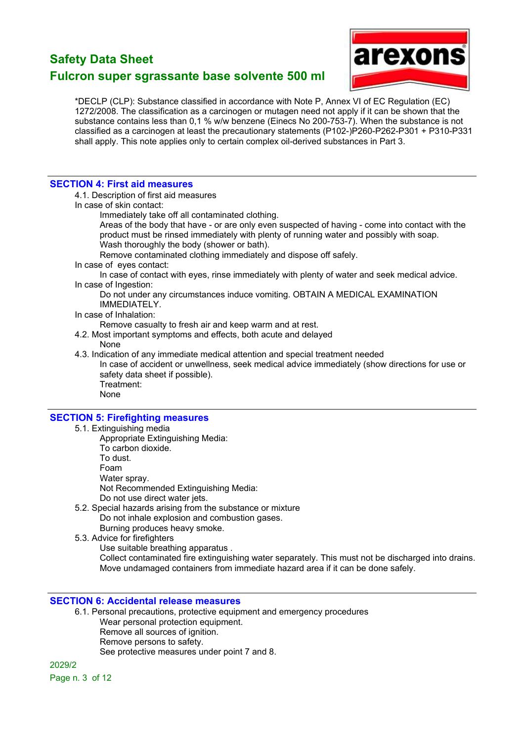*DECLP (CLP): Substance classified in accordance with Note P, Annex VI of EC Regulation (EC) 1272/2008. The classification as a carcinogen or mutagen need not apply if it can be shown that the substance contains less than 0,1 % w/w benzene (Einecs No 200-753-7). When the substance is not classified as a carcinogen at least the precautionary statements (P102-)P260-P262-P301 + P310-P331 shall apply. This note applies only to certain complex oil-derived substances in Part 3.

## SECTION 4: First aid measures

4.1. Description of first aid measures

In case of skin contact:

Immediately take off all contaminated clothing.
Areas of the body that have - or are only even suspected of having - come into contact with the product must be rinsed immediately with plenty of running water and possibly with soap.
Wash thoroughly the body (shower or bath).
Remove contaminated clothing immediately and dispose off safely.

In case of eyes contact:

In case of contact with eyes, rinse immediately with plenty of water and seek medical advice.

In case of Ingestion:

Do not under any circumstances induce vomiting. OBTAIN A MEDICAL EXAMINATION IMMEDIATELY.

In case of Inhalation:

Remove casualty to fresh air and keep warm and at rest.

4.2. Most important symptoms and effects, both acute and delayed

None

4.3. Indication of any immediate medical attention and special treatment needed

In case of accident or unwellness, seek medical advice immediately (show directions for use or safety data sheet if possible).
Treatment:
None

## SECTION 5: Firefighting measures

5.1. Extinguishing media

Appropriate Extinguishing Media:
To carbon dioxide.
To dust.
Foam
Water spray.
Not Recommended Extinguishing Media:
Do not use direct water jets.

5.2. Special hazards arising from the substance or mixture

Do not inhale explosion and combustion gases.
Burning produces heavy smoke.

5.3. Advice for firefighters

Use suitable breathing apparatus .
Collect contaminated fire extinguishing water separately. This must not be discharged into drains.
Move undamaged containers from immediate hazard area if it can be done safely.

## SECTION 6: Accidental release measures

6.1. Personal precautions, protective equipment and emergency procedures

Wear personal protection equipment.
Remove all sources of ignition.
Remove persons to safety.
See protective measures under point 7 and 8.

2029/2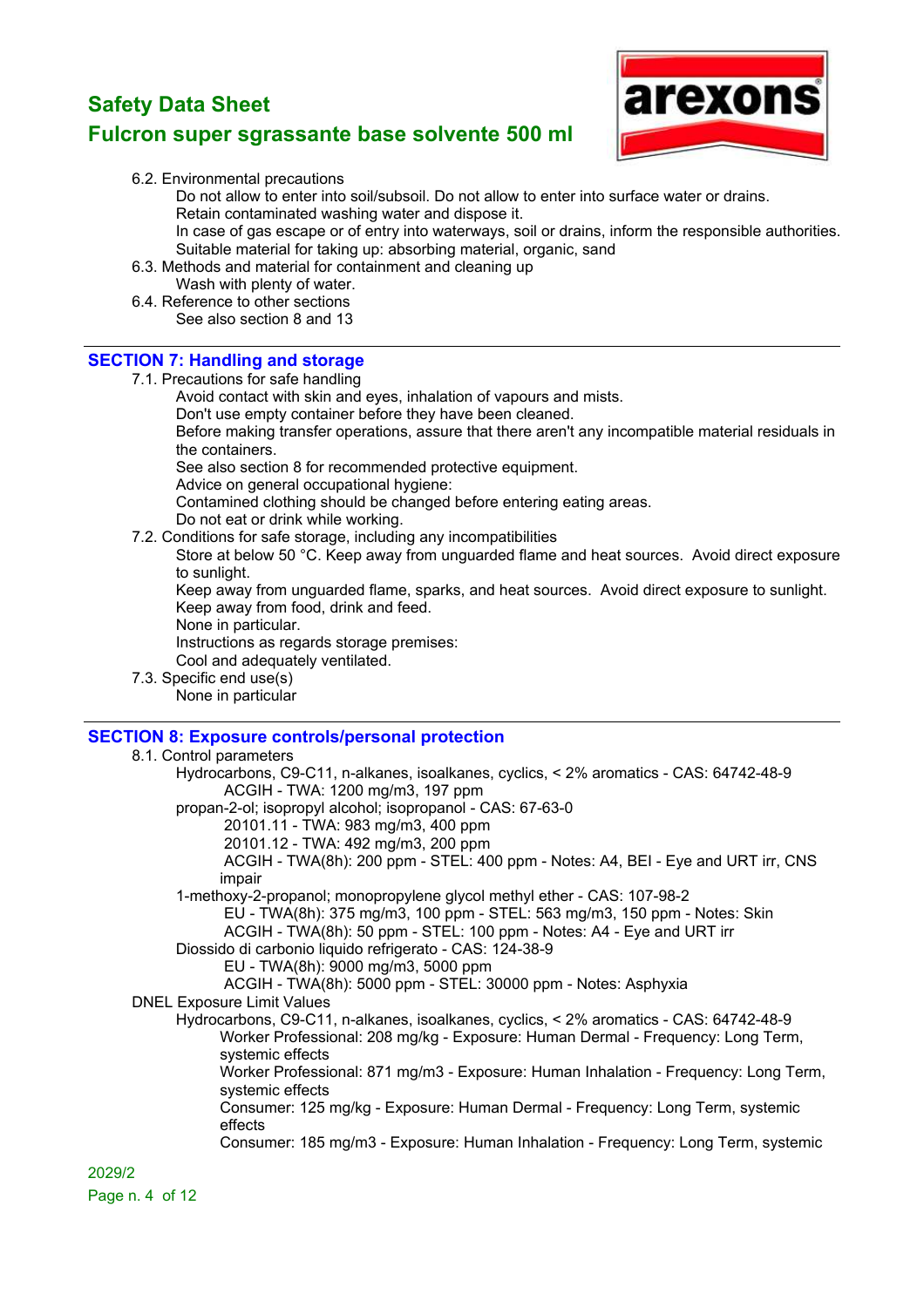6.2. Environmental precautions

Do not allow to enter into soil/subsoil. Do not allow to enter into surface water or drains.
Retain contaminated washing water and dispose it.
In case of gas escape or of entry into waterways, soil or drains, inform the responsible authorities.
Suitable material for taking up: absorbing material, organic, sand

6.3. Methods and material for containment and cleaning up

Wash with plenty of water.

6.4. Reference to other sections

See also section 8 and 13

## SECTION 7: Handling and storage

7.1. Precautions for safe handling

Avoid contact with skin and eyes, inhalation of vapours and mists.
Don't use empty container before they have been cleaned.
Before making transfer operations, assure that there aren't any incompatible material residuals in the containers.
See also section 8 for recommended protective equipment.
Advice on general occupational hygiene:
Contamined clothing should be changed before entering eating areas.
Do not eat or drink while working.

7.2. Conditions for safe storage, including any incompatibilities

Store at below 50 °C. Keep away from unguarded flame and heat sources. Avoid direct exposure to sunlight.
Keep away from unguarded flame, sparks, and heat sources. Avoid direct exposure to sunlight.
Keep away from food, drink and feed.
None in particular.
Instructions as regards storage premises:
Cool and adequately ventilated.

7.3. Specific end use(s)

None in particular

## SECTION 8: Exposure controls/personal protection

8.1. Control parameters

Hydrocarbons, C9-C11, n-alkanes, isoalkanes, cyclics, < 2% aromatics - CAS: 64742-48-9
 ACGIH - TWA: 1200 mg/m3, 197 ppm
propan-2-ol; isopropyl alcohol; isopropanol - CAS: 67-63-0
 20101.11 - TWA: 983 mg/m3, 400 ppm
 20101.12 - TWA: 492 mg/m3, 200 ppm
 ACGIH - TWA(8h): 200 ppm - STEL: 400 ppm - Notes: A4, BEI - Eye and URT irr, CNS impair
1-methoxy-2-propanol; monopropylene glycol methyl ether - CAS: 107-98-2
 EU - TWA(8h): 375 mg/m3, 100 ppm - STEL: 563 mg/m3, 150 ppm - Notes: Skin
 ACGIH - TWA(8h): 50 ppm - STEL: 100 ppm - Notes: A4 - Eye and URT irr
Diossido di carbonio liquido refrigerato - CAS: 124-38-9
 EU - TWA(8h): 9000 mg/m3, 5000 ppm
 ACGIH - TWA(8h): 5000 ppm - STEL: 30000 ppm - Notes: Asphyxia

DNEL Exposure Limit Values

Hydrocarbons, C9-C11, n-alkanes, isoalkanes, cyclics, < 2% aromatics - CAS: 64742-48-9
 Worker Professional: 208 mg/kg - Exposure: Human Dermal - Frequency: Long Term, systemic effects
 Worker Professional: 871 mg/m3 - Exposure: Human Inhalation - Frequency: Long Term, systemic effects
 Consumer: 125 mg/kg - Exposure: Human Dermal - Frequency: Long Term, systemic effects
 Consumer: 185 mg/m3 - Exposure: Human Inhalation - Frequency: Long Term, systemic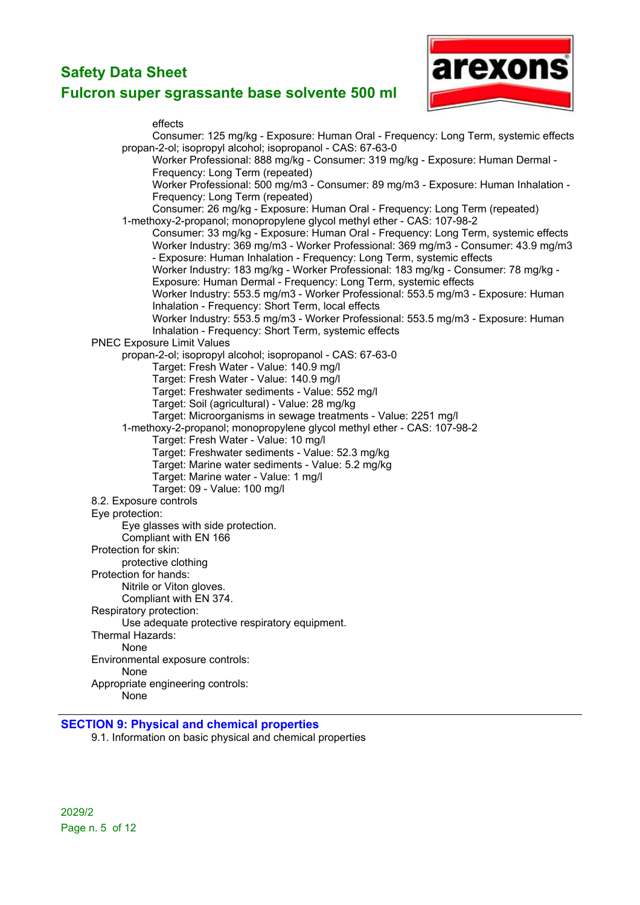effects
Consumer: 125 mg/kg - Exposure: Human Oral - Frequency: Long Term, systemic effects

propan-2-ol; isopropyl alcohol; isopropanol - CAS: 67-63-0
- Worker Professional: 888 mg/kg - Consumer: 319 mg/kg - Exposure: Human Dermal - Frequency: Long Term (repeated)
- Worker Professional: 500 mg/m3 - Consumer: 89 mg/m3 - Exposure: Human Inhalation - Frequency: Long Term (repeated)
- Consumer: 26 mg/kg - Exposure: Human Oral - Frequency: Long Term (repeated)

1-methoxy-2-propanol; monopropylene glycol methyl ether - CAS: 107-98-2
- Consumer: 33 mg/kg - Exposure: Human Oral - Frequency: Long Term, systemic effects
- Worker Industry: 369 mg/m3 - Worker Professional: 369 mg/m3 - Consumer: 43.9 mg/m3 - Exposure: Human Inhalation - Frequency: Long Term, systemic effects
- Worker Industry: 183 mg/kg - Worker Professional: 183 mg/kg - Consumer: 78 mg/kg - Exposure: Human Dermal - Frequency: Long Term, systemic effects
- Worker Industry: 553.5 mg/m3 - Worker Professional: 553.5 mg/m3 - Exposure: Human Inhalation - Frequency: Short Term, local effects
- Worker Industry: 553.5 mg/m3 - Worker Professional: 553.5 mg/m3 - Exposure: Human Inhalation - Frequency: Short Term, systemic effects

PNEC Exposure Limit Values

propan-2-ol; isopropyl alcohol; isopropanol - CAS: 67-63-0
- Target: Fresh Water - Value: 140.9 mg/l
- Target: Fresh Water - Value: 140.9 mg/l
- Target: Freshwater sediments - Value: 552 mg/l
- Target: Soil (agricultural) - Value: 28 mg/kg
- Target: Microorganisms in sewage treatments - Value: 2251 mg/l

1-methoxy-2-propanol; monopropylene glycol methyl ether - CAS: 107-98-2
- Target: Fresh Water - Value: 10 mg/l
- Target: Freshwater sediments - Value: 52.3 mg/kg
- Target: Marine water sediments - Value: 5.2 mg/kg
- Target: Marine water - Value: 1 mg/l
- Target: 09 - Value: 100 mg/l

8.2. Exposure controls

Eye protection:
Eye glasses with side protection.
Compliant with EN 166

Protection for skin:
protective clothing

Protection for hands:
Nitrile or Viton gloves.
Compliant with EN 374.

Respiratory protection:
Use adequate protective respiratory equipment.

Thermal Hazards:
None

Environmental exposure controls:
None

Appropriate engineering controls:
None

## SECTION 9: Physical and chemical properties

9.1. Information on basic physical and chemical properties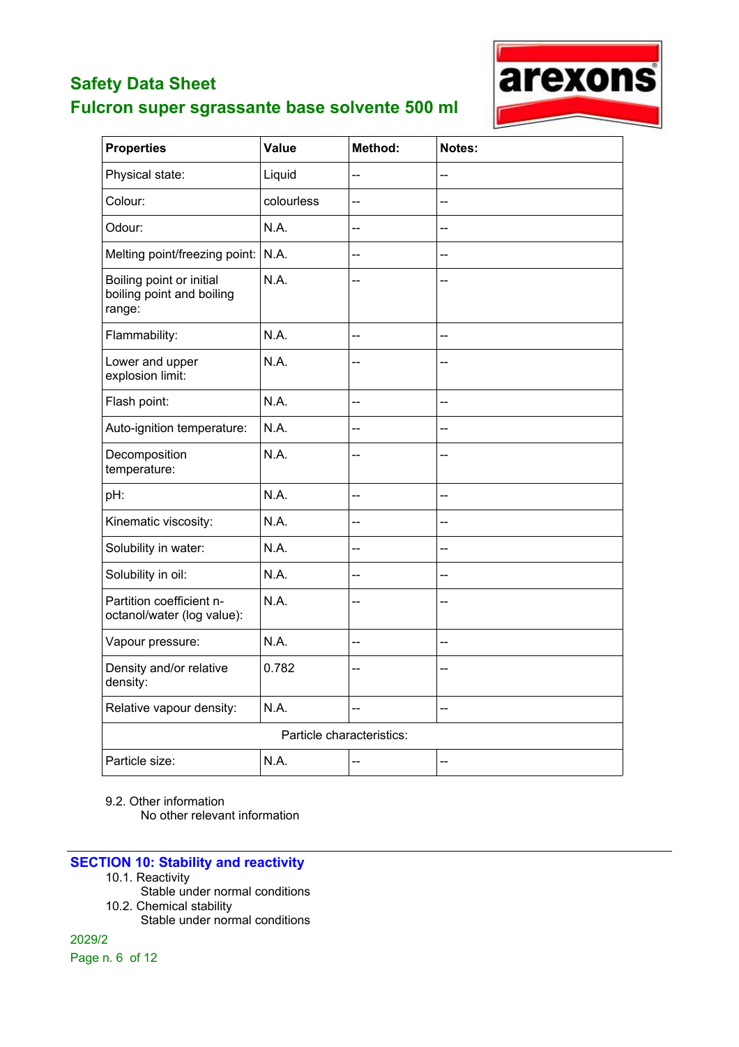| Properties | Value | Method: | Notes: |
|---|---|---|---|
| Physical state: | Liquid | -- | -- |
| Colour: | colourless | -- | -- |
| Odour: | N.A. | -- | -- |
| Melting point/freezing point: | N.A. | -- | -- |
| Boiling point or initial boiling point and boiling range: | N.A. | -- | -- |
| Flammability: | N.A. | -- | -- |
| Lower and upper explosion limit: | N.A. | -- | -- |
| Flash point: | N.A. | -- | -- |
| Auto-ignition temperature: | N.A. | -- | -- |
| Decomposition temperature: | N.A. | -- | -- |
| pH: | N.A. | -- | -- |
| Kinematic viscosity: | N.A. | -- | -- |
| Solubility in water: | N.A. | -- | -- |
| Solubility in oil: | N.A. | -- | -- |
| Partition coefficient n-octanol/water (log value): | N.A. | -- | -- |
| Vapour pressure: | N.A. | -- | -- |
| Density and/or relative density: | 0.782 | -- | -- |
| Relative vapour density: | N.A. | -- | -- |
| Particle characteristics: | | | |
| Particle size: | N.A. | -- | -- |

9.2. Other information

No other relevant information

## SECTION 10: Stability and reactivity

10.1. Reactivity

Stable under normal conditions

10.2. Chemical stability

Stable under normal conditions

2029/2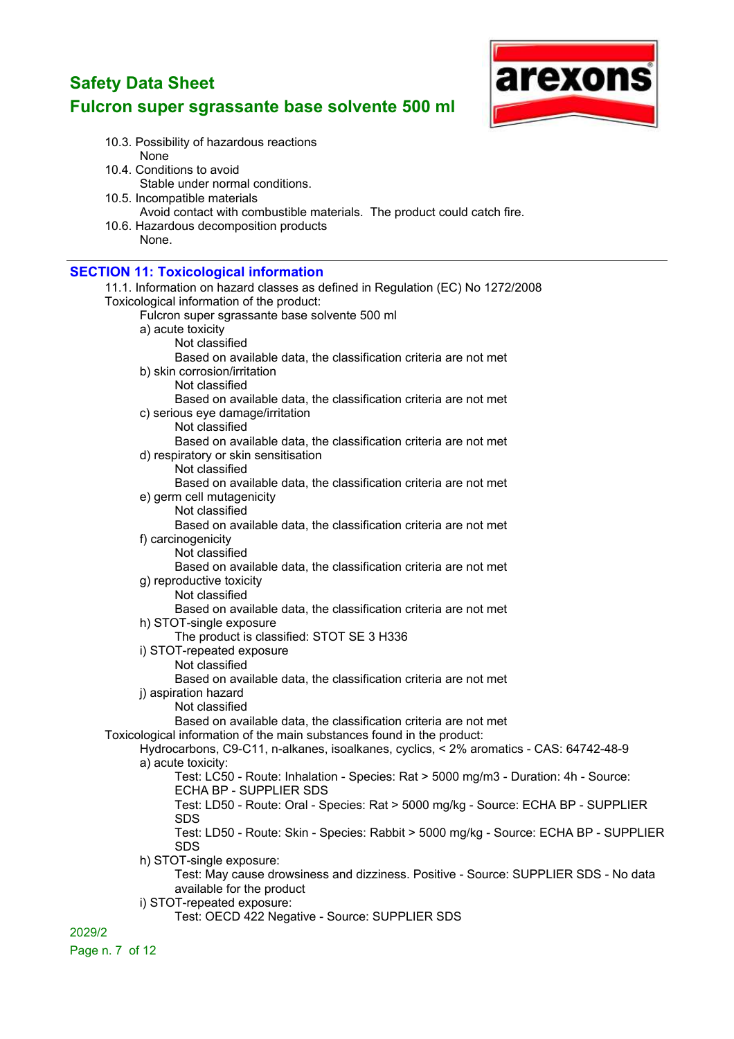10.3. Possibility of hazardous reactions

None

10.4. Conditions to avoid

Stable under normal conditions.

10.5. Incompatible materials

Avoid contact with combustible materials. The product could catch fire.

10.6. Hazardous decomposition products

None.

## SECTION 11: Toxicological information

11.1. Information on hazard classes as defined in Regulation (EC) No 1272/2008

Toxicological information of the product:

Fulcron super sgrassante base solvente 500 ml

a) acute toxicity

Not classified

Based on available data, the classification criteria are not met

b) skin corrosion/irritation

Not classified

Based on available data, the classification criteria are not met

c) serious eye damage/irritation

Not classified

Based on available data, the classification criteria are not met

d) respiratory or skin sensitisation

Not classified

Based on available data, the classification criteria are not met

e) germ cell mutagenicity

Not classified

Based on available data, the classification criteria are not met

f) carcinogenicity

Not classified

Based on available data, the classification criteria are not met

g) reproductive toxicity

Not classified

Based on available data, the classification criteria are not met

h) STOT-single exposure

The product is classified: STOT SE 3 H336

i) STOT-repeated exposure

Not classified

Based on available data, the classification criteria are not met

j) aspiration hazard

Not classified

Based on available data, the classification criteria are not met

Toxicological information of the main substances found in the product:

Hydrocarbons, C9-C11, n-alkanes, isoalkanes, cyclics, < 2% aromatics - CAS: 64742-48-9

a) acute toxicity:

Test: LC50 - Route: Inhalation - Species: Rat > 5000 mg/m3 - Duration: 4h - Source: ECHA BP - SUPPLIER SDS

Test: LD50 - Route: Oral - Species: Rat > 5000 mg/kg - Source: ECHA BP - SUPPLIER SDS

Test: LD50 - Route: Skin - Species: Rabbit > 5000 mg/kg - Source: ECHA BP - SUPPLIER SDS

h) STOT-single exposure:

Test: May cause drowsiness and dizziness. Positive - Source: SUPPLIER SDS - No data available for the product

i) STOT-repeated exposure:

Test: OECD 422 Negative - Source: SUPPLIER SDS

2029/2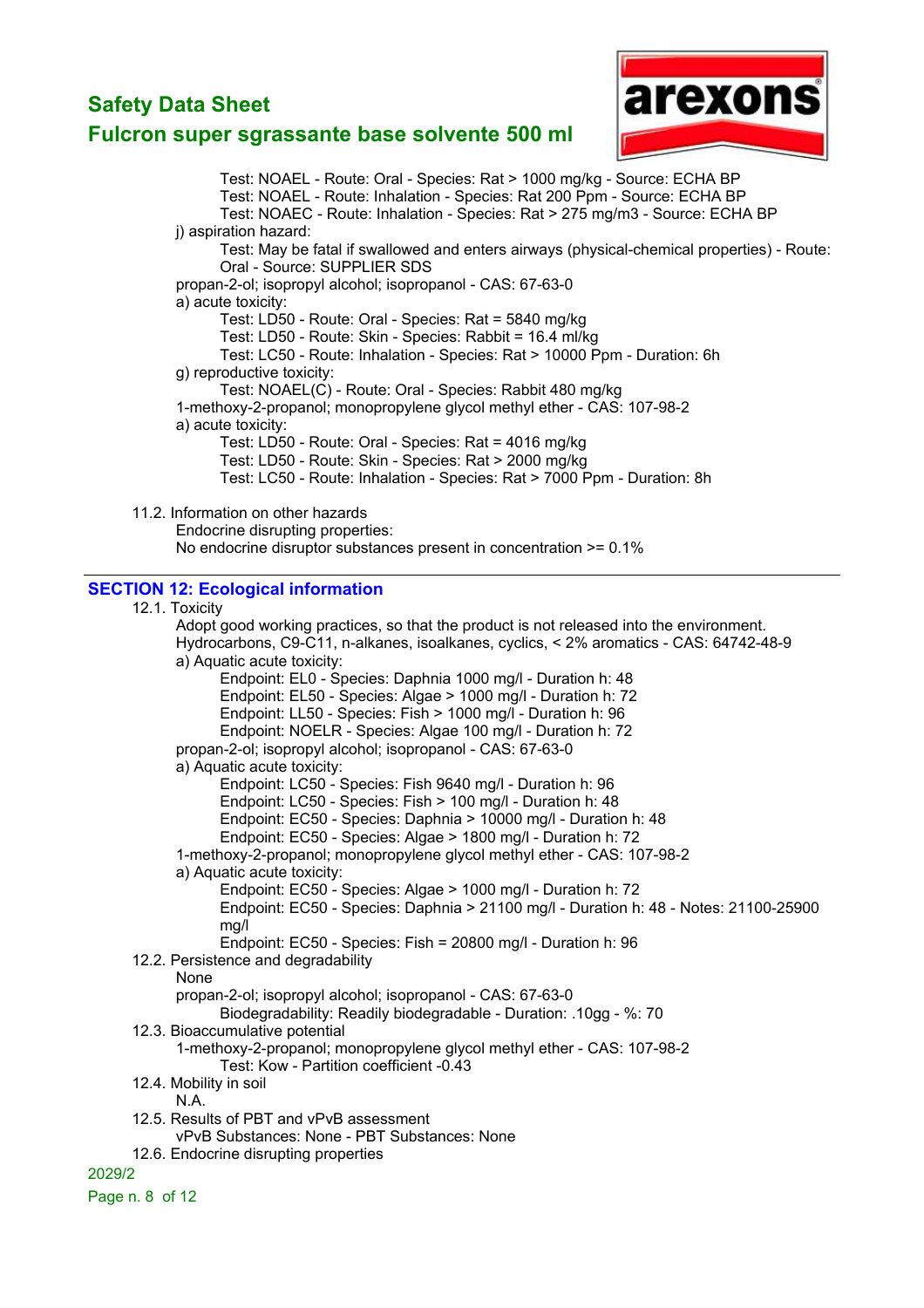Test: NOAEL - Route: Oral - Species: Rat > 1000 mg/kg - Source: ECHA BP
Test: NOAEL - Route: Inhalation - Species: Rat 200 Ppm - Source: ECHA BP
Test: NOAEC - Route: Inhalation - Species: Rat > 275 mg/m3 - Source: ECHA BP

j) aspiration hazard:
Test: May be fatal if swallowed and enters airways (physical-chemical properties) - Route: Oral - Source: SUPPLIER SDS

propan-2-ol; isopropyl alcohol; isopropanol - CAS: 67-63-0
a) acute toxicity:
Test: LD50 - Route: Oral - Species: Rat = 5840 mg/kg
Test: LD50 - Route: Skin - Species: Rabbit = 16.4 ml/kg
Test: LC50 - Route: Inhalation - Species: Rat > 10000 Ppm - Duration: 6h

g) reproductive toxicity:
Test: NOAEL(C) - Route: Oral - Species: Rabbit 480 mg/kg

1-methoxy-2-propanol; monopropylene glycol methyl ether - CAS: 107-98-2
a) acute toxicity:
Test: LD50 - Route: Oral - Species: Rat = 4016 mg/kg
Test: LD50 - Route: Skin - Species: Rat > 2000 mg/kg
Test: LC50 - Route: Inhalation - Species: Rat > 7000 Ppm - Duration: 8h

11.2. Information on other hazards
Endocrine disrupting properties:
No endocrine disruptor substances present in concentration >= 0.1%

## SECTION 12: Ecological information

12.1. Toxicity
Adopt good working practices, so that the product is not released into the environment.
Hydrocarbons, C9-C11, n-alkanes, isoalkanes, cyclics, < 2% aromatics - CAS: 64742-48-9
a) Aquatic acute toxicity:
Endpoint: EL0 - Species: Daphnia 1000 mg/l - Duration h: 48
Endpoint: EL50 - Species: Algae > 1000 mg/l - Duration h: 72
Endpoint: LL50 - Species: Fish > 1000 mg/l - Duration h: 96
Endpoint: NOELR - Species: Algae 100 mg/l - Duration h: 72

propan-2-ol; isopropyl alcohol; isopropanol - CAS: 67-63-0
a) Aquatic acute toxicity:
Endpoint: LC50 - Species: Fish 9640 mg/l - Duration h: 96
Endpoint: LC50 - Species: Fish > 100 mg/l - Duration h: 48
Endpoint: EC50 - Species: Daphnia > 10000 mg/l - Duration h: 48
Endpoint: EC50 - Species: Algae > 1800 mg/l - Duration h: 72

1-methoxy-2-propanol; monopropylene glycol methyl ether - CAS: 107-98-2
a) Aquatic acute toxicity:
Endpoint: EC50 - Species: Algae > 1000 mg/l - Duration h: 72
Endpoint: EC50 - Species: Daphnia > 21100 mg/l - Duration h: 48 - Notes: 21100-25900 mg/l
Endpoint: EC50 - Species: Fish = 20800 mg/l - Duration h: 96

12.2. Persistence and degradability
None
propan-2-ol; isopropyl alcohol; isopropanol - CAS: 67-63-0
Biodegradability: Readily biodegradable - Duration: .10gg - %: 70

12.3. Bioaccumulative potential
1-methoxy-2-propanol; monopropylene glycol methyl ether - CAS: 107-98-2
Test: Kow - Partition coefficient -0.43

12.4. Mobility in soil
N.A.

12.5. Results of PBT and vPvB assessment
vPvB Substances: None - PBT Substances: None

12.6. Endocrine disrupting properties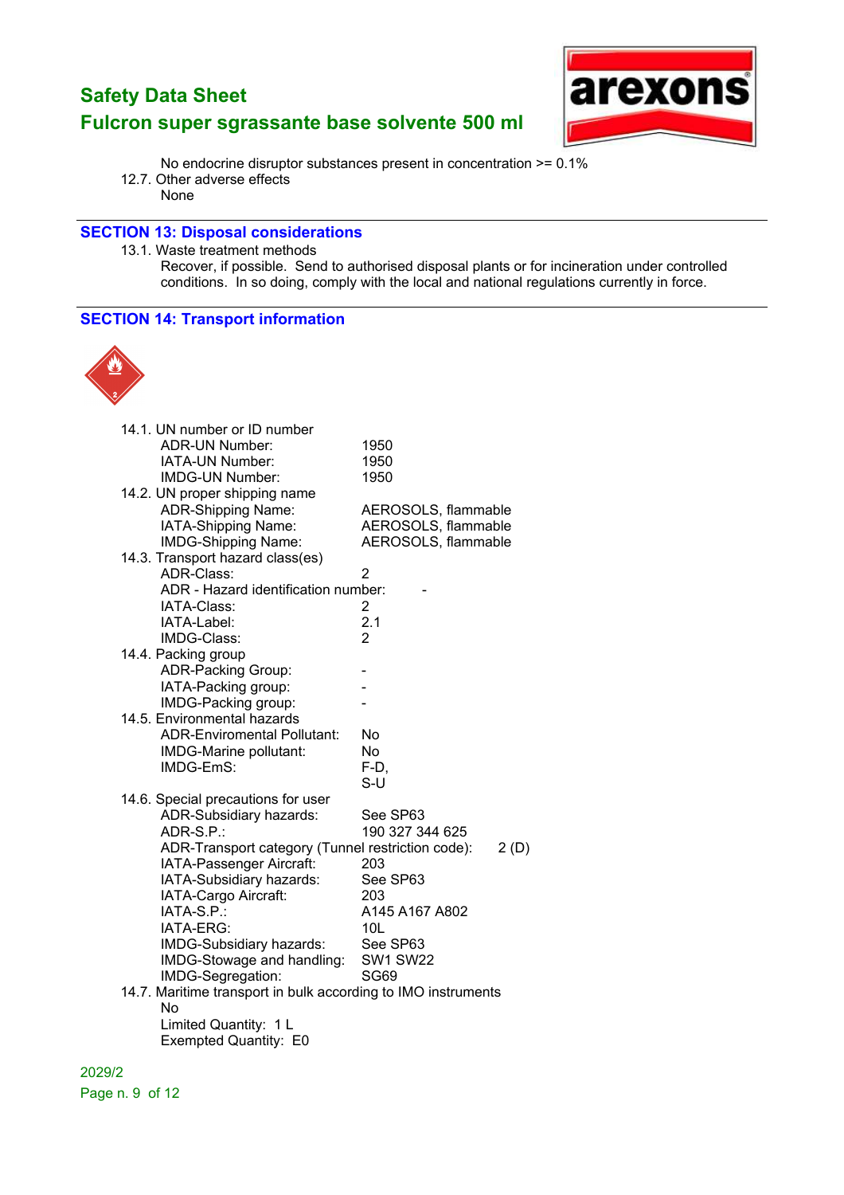No endocrine disruptor substances present in concentration >= 0.1%

12.7. Other adverse effects

None

## SECTION 13: Disposal considerations

13.1. Waste treatment methods

Recover, if possible. Send to authorised disposal plants or for incineration under controlled conditions. In so doing, comply with the local and national regulations currently in force.

## SECTION 14: Transport information

14.1. UN number or ID number

| | |
|---|---|
| ADR-UN Number: | 1950 |
| IATA-UN Number: | 1950 |
| IMDG-UN Number: | 1950 |

14.2. UN proper shipping name

| | |
|---|---|
| ADR-Shipping Name: | AEROSOLS, flammable |
| IATA-Shipping Name: | AEROSOLS, flammable |
| IMDG-Shipping Name: | AEROSOLS, flammable |

14.3. Transport hazard class(es)

| | |
|---|---|
| ADR-Class: | 2 |
| ADR - Hazard identification number: | - |
| IATA-Class: | 2 |
| IATA-Label: | 2.1 |
| IMDG-Class: | 2 |

14.4. Packing group

| | |
|---|---|
| ADR-Packing Group: | - |
| IATA-Packing group: | - |
| IMDG-Packing group: | - |

14.5. Environmental hazards

| | |
|---|---|
| ADR-Enviromental Pollutant: | No |
| IMDG-Marine pollutant: | No |
| IMDG-EmS: | F-D, S-U |

14.6. Special precautions for user

| | |
|---|---|
| ADR-Subsidiary hazards: | See SP63 |
| ADR-S.P.: | 190 327 344 625 |
| ADR-Transport category (Tunnel restriction code): | 2 (D) |
| IATA-Passenger Aircraft: | 203 |
| IATA-Subsidiary hazards: | See SP63 |
| IATA-Cargo Aircraft: | 203 |
| IATA-S.P.: | A145 A167 A802 |
| IATA-ERG: | 10L |
| IMDG-Subsidiary hazards: | See SP63 |
| IMDG-Stowage and handling: | SW1 SW22 |
| IMDG-Segregation: | SG69 |

14.7. Maritime transport in bulk according to IMO instruments

No

Limited Quantity: 1 L

Exempted Quantity: E0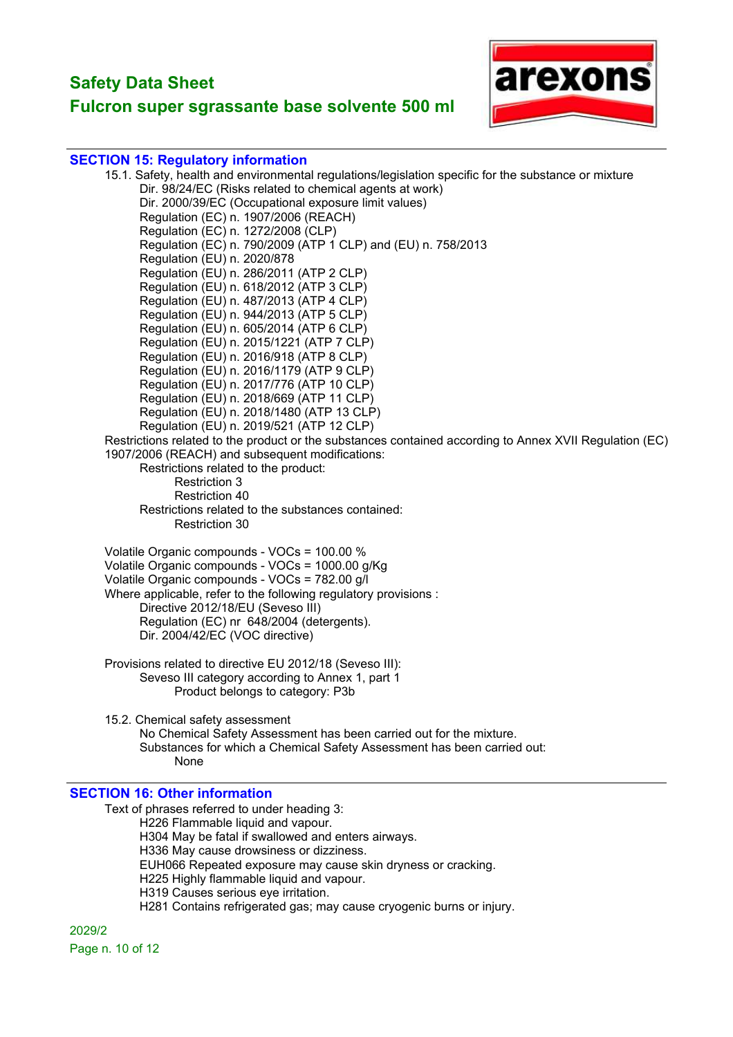## SECTION 15: Regulatory information

15.1. Safety, health and environmental regulations/legislation specific for the substance or mixture

- Dir. 98/24/EC (Risks related to chemical agents at work)
- Dir. 2000/39/EC (Occupational exposure limit values)
- Regulation (EC) n. 1907/2006 (REACH)
- Regulation (EC) n. 1272/2008 (CLP)
- Regulation (EC) n. 790/2009 (ATP 1 CLP) and (EU) n. 758/2013
- Regulation (EU) n. 2020/878
- Regulation (EU) n. 286/2011 (ATP 2 CLP)
- Regulation (EU) n. 618/2012 (ATP 3 CLP)
- Regulation (EU) n. 487/2013 (ATP 4 CLP)
- Regulation (EU) n. 944/2013 (ATP 5 CLP)
- Regulation (EU) n. 605/2014 (ATP 6 CLP)
- Regulation (EU) n. 2015/1221 (ATP 7 CLP)
- Regulation (EU) n. 2016/918 (ATP 8 CLP)
- Regulation (EU) n. 2016/1179 (ATP 9 CLP)
- Regulation (EU) n. 2017/776 (ATP 10 CLP)
- Regulation (EU) n. 2018/669 (ATP 11 CLP)
- Regulation (EU) n. 2018/1480 (ATP 13 CLP)
- Regulation (EU) n. 2019/521 (ATP 12 CLP)

Restrictions related to the product or the substances contained according to Annex XVII Regulation (EC) 1907/2006 (REACH) and subsequent modifications:

Restrictions related to the product:
- Restriction 3
- Restriction 40

Restrictions related to the substances contained:
- Restriction 30

Volatile Organic compounds - VOCs = 100.00 %
Volatile Organic compounds - VOCs = 1000.00 g/Kg
Volatile Organic compounds - VOCs = 782.00 g/l

Where applicable, refer to the following regulatory provisions :
- Directive 2012/18/EU (Seveso III)
- Regulation (EC) nr 648/2004 (detergents).
- Dir. 2004/42/EC (VOC directive)

Provisions related to directive EU 2012/18 (Seveso III):
Seveso III category according to Annex 1, part 1
Product belongs to category: P3b

15.2. Chemical safety assessment
No Chemical Safety Assessment has been carried out for the mixture.
Substances for which a Chemical Safety Assessment has been carried out:
None

## SECTION 16: Other information

Text of phrases referred to under heading 3:
- H226 Flammable liquid and vapour.
- H304 May be fatal if swallowed and enters airways.
- H336 May cause drowsiness or dizziness.
- EUH066 Repeated exposure may cause skin dryness or cracking.
- H225 Highly flammable liquid and vapour.
- H319 Causes serious eye irritation.
- H281 Contains refrigerated gas; may cause cryogenic burns or injury.

2029/2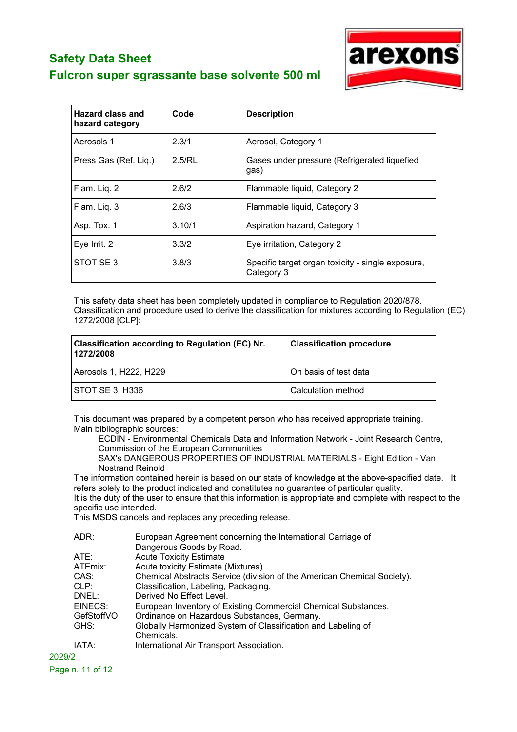| Hazard class and hazard category | Code | Description |
| --- | --- | --- |
| Aerosols 1 | 2.3/1 | Aerosol, Category 1 |
| Press Gas (Ref. Liq.) | 2.5/RL | Gases under pressure (Refrigerated liquefied gas) |
| Flam. Liq. 2 | 2.6/2 | Flammable liquid, Category 2 |
| Flam. Liq. 3 | 2.6/3 | Flammable liquid, Category 3 |
| Asp. Tox. 1 | 3.10/1 | Aspiration hazard, Category 1 |
| Eye Irrit. 2 | 3.3/2 | Eye irritation, Category 2 |
| STOT SE 3 | 3.8/3 | Specific target organ toxicity - single exposure, Category 3 |

This safety data sheet has been completely updated in compliance to Regulation 2020/878.
Classification and procedure used to derive the classification for mixtures according to Regulation (EC) 1272/2008 [CLP]:

| Classification according to Regulation (EC) Nr. 1272/2008 | Classification procedure |
| --- | --- |
| Aerosols 1, H222, H229 | On basis of test data |
| STOT SE 3, H336 | Calculation method |

This document was prepared by a competent person who has received appropriate training.
Main bibliographic sources:

ECDIN - Environmental Chemicals Data and Information Network - Joint Research Centre, Commission of the European Communities

SAX's DANGEROUS PROPERTIES OF INDUSTRIAL MATERIALS - Eight Edition - Van Nostrand Reinold

The information contained herein is based on our state of knowledge at the above-specified date. It refers solely to the product indicated and constitutes no guarantee of particular quality.
It is the duty of the user to ensure that this information is appropriate and complete with respect to the specific use intended.
This MSDS cancels and replaces any preceding release.

| | |
| --- | --- |
| ADR: | European Agreement concerning the International Carriage of Dangerous Goods by Road. |
| ATE: | Acute Toxicity Estimate |
| ATEmix: | Acute toxicity Estimate (Mixtures) |
| CAS: | Chemical Abstracts Service (division of the American Chemical Society). |
| CLP: | Classification, Labeling, Packaging. |
| DNEL: | Derived No Effect Level. |
| EINECS: | European Inventory of Existing Commercial Chemical Substances. |
| GefStoffVO: | Ordinance on Hazardous Substances, Germany. |
| GHS: | Globally Harmonized System of Classification and Labeling of Chemicals. |
| IATA: | International Air Transport Association. |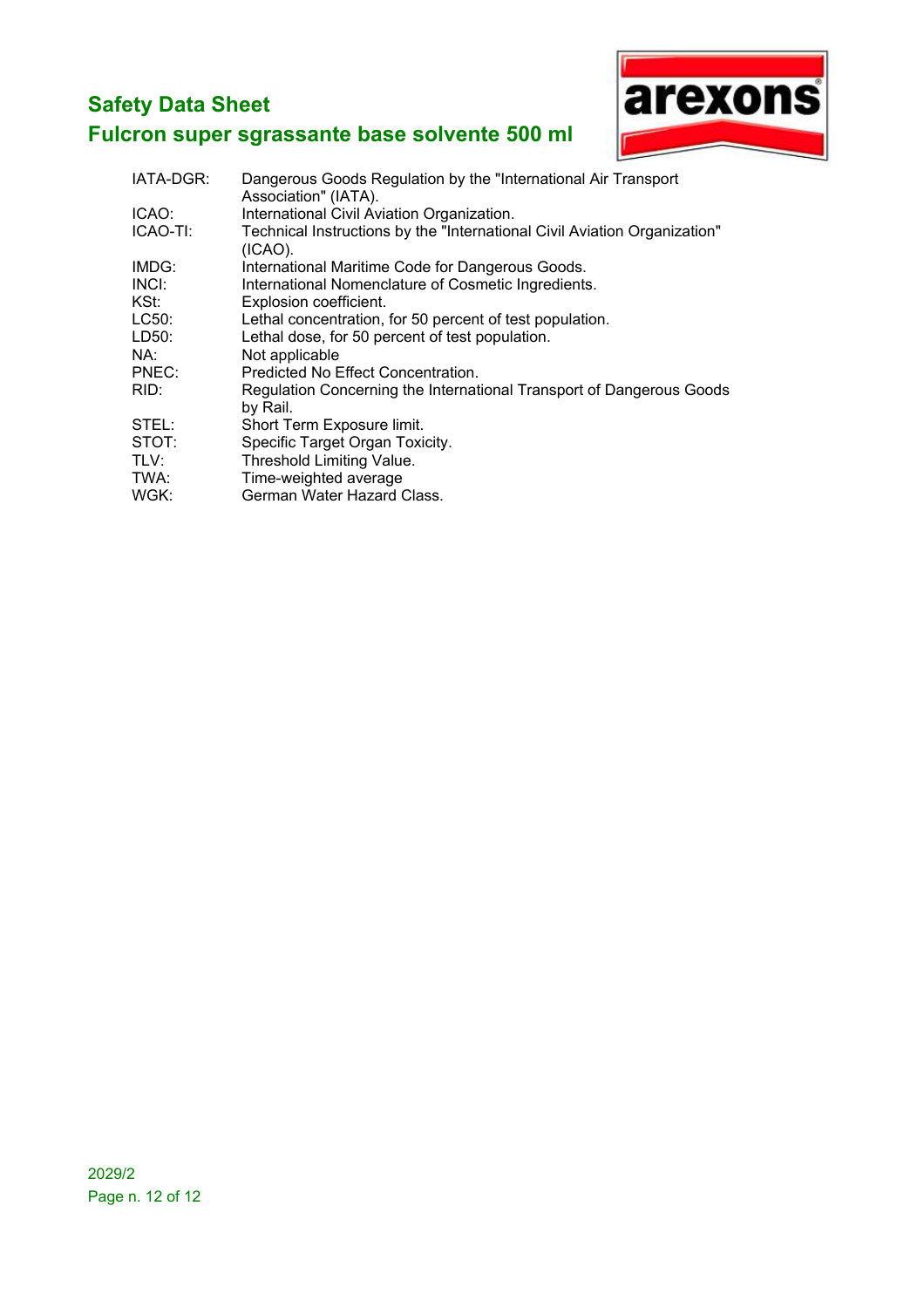| | |
|---|---|
| IATA-DGR: | Dangerous Goods Regulation by the "International Air Transport Association" (IATA). |
| ICAO: | International Civil Aviation Organization. |
| ICAO-TI: | Technical Instructions by the "International Civil Aviation Organization" (ICAO). |
| IMDG: | International Maritime Code for Dangerous Goods. |
| INCI: | International Nomenclature of Cosmetic Ingredients. |
| KSt: | Explosion coefficient. |
| LC50: | Lethal concentration, for 50 percent of test population. |
| LD50: | Lethal dose, for 50 percent of test population. |
| NA: | Not applicable |
| PNEC: | Predicted No Effect Concentration. |
| RID: | Regulation Concerning the International Transport of Dangerous Goods by Rail. |
| STEL: | Short Term Exposure limit. |
| STOT: | Specific Target Organ Toxicity. |
| TLV: | Threshold Limiting Value. |
| TWA: | Time-weighted average |
| WGK: | German Water Hazard Class. |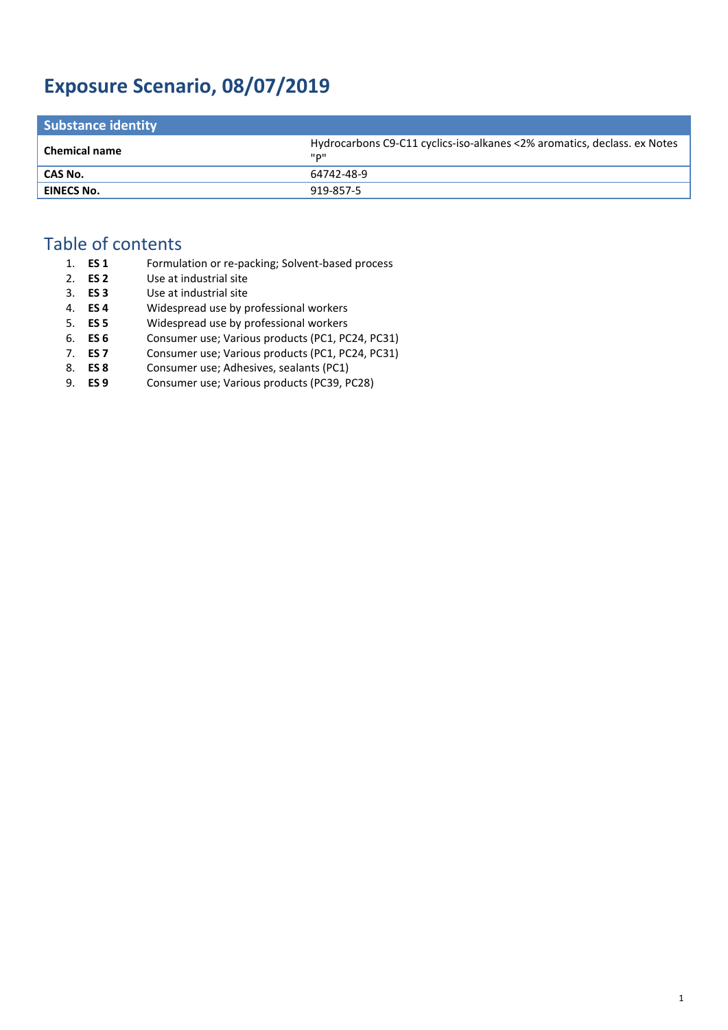# Exposure Scenario, 08/07/2019

| Substance identity | |
|---|---|
| **Chemical name** | Hydrocarbons C9-C11 cyclics-iso-alkanes <2% aromatics, declass. ex Notes "P" |
| **CAS No.** | 64742-48-9 |
| **EINECS No.** | 919-857-5 |

## Table of contents

1. **ES 1** Formulation or re-packing; Solvent-based process
2. **ES 2** Use at industrial site
3. **ES 3** Use at industrial site
4. **ES 4** Widespread use by professional workers
5. **ES 5** Widespread use by professional workers
6. **ES 6** Consumer use; Various products (PC1, PC24, PC31)
7. **ES 7** Consumer use; Various products (PC1, PC24, PC31)
8. **ES 8** Consumer use; Adhesives, sealants (PC1)
9. **ES 9** Consumer use; Various products (PC39, PC28)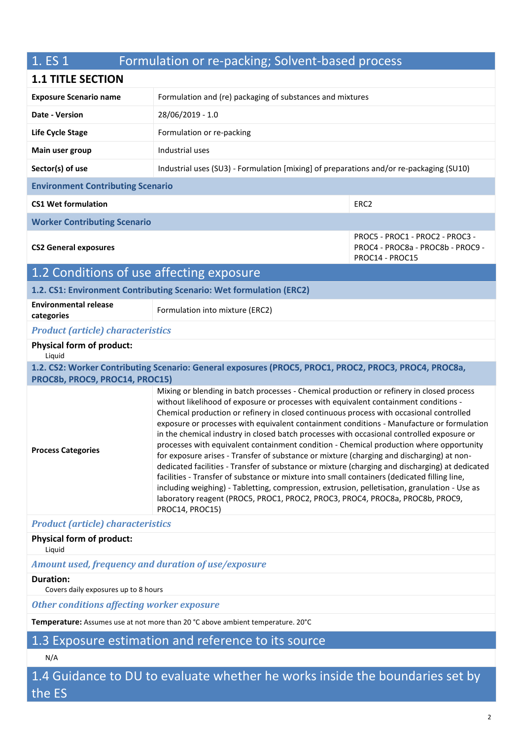# 1. ES 1 Formulation or re-packing; Solvent-based process

## 1.1 TITLE SECTION

| | | |
|---|---|---|
| **Exposure Scenario name** | Formulation and (re) packaging of substances and mixtures | |
| **Date - Version** | 28/06/2019 - 1.0 | |
| **Life Cycle Stage** | Formulation or re-packing | |
| **Main user group** | Industrial uses | |
| **Sector(s) of use** | Industrial uses (SU3) - Formulation [mixing] of preparations and/or re-packaging (SU10) | |
| **Environment Contributing Scenario** | | |
| **CS1 Wet formulation** | | ERC2 |
| **Worker Contributing Scenario** | | |
| **CS2 General exposures** | | PROC5 - PROC1 - PROC2 - PROC3 - PROC4 - PROC8a - PROC8b - PROC9 - PROC14 - PROC15 |

## 1.2 Conditions of use affecting exposure

### 1.2. CS1: Environment Contributing Scenario: Wet formulation (ERC2)

| | |
|---|---|
| **Environmental release categories** | Formulation into mixture (ERC2) |

*Product (article) characteristics*

**Physical form of product:**
Liquid

### 1.2. CS2: Worker Contributing Scenario: General exposures (PROC5, PROC1, PROC2, PROC3, PROC4, PROC8a, PROC8b, PROC9, PROC14, PROC15)

| | |
|---|---|
| **Process Categories** | Mixing or blending in batch processes - Chemical production or refinery in closed process without likelihood of exposure or processes with equivalent containment conditions - Chemical production or refinery in closed continuous process with occasional controlled exposure or processes with equivalent containment conditions - Manufacture or formulation in the chemical industry in closed batch processes with occasional controlled exposure or processes with equivalent containment condition - Chemical production where opportunity for exposure arises - Transfer of substance or mixture (charging and discharging) at non-dedicated facilities - Transfer of substance or mixture (charging and discharging) at dedicated facilities - Transfer of substance or mixture into small containers (dedicated filling line, including weighing) - Tabletting, compression, extrusion, pelletisation, granulation - Use as laboratory reagent (PROC5, PROC1, PROC2, PROC3, PROC4, PROC8a, PROC8b, PROC9, PROC14, PROC15) |

*Product (article) characteristics*

**Physical form of product:**
Liquid

*Amount used, frequency and duration of use/exposure*

**Duration:**
Covers daily exposures up to 8 hours

*Other conditions affecting worker exposure*

**Temperature:** Assumes use at not more than 20 °C above ambient temperature. 20°C

## 1.3 Exposure estimation and reference to its source

N/A

## 1.4 Guidance to DU to evaluate whether he works inside the boundaries set by the ES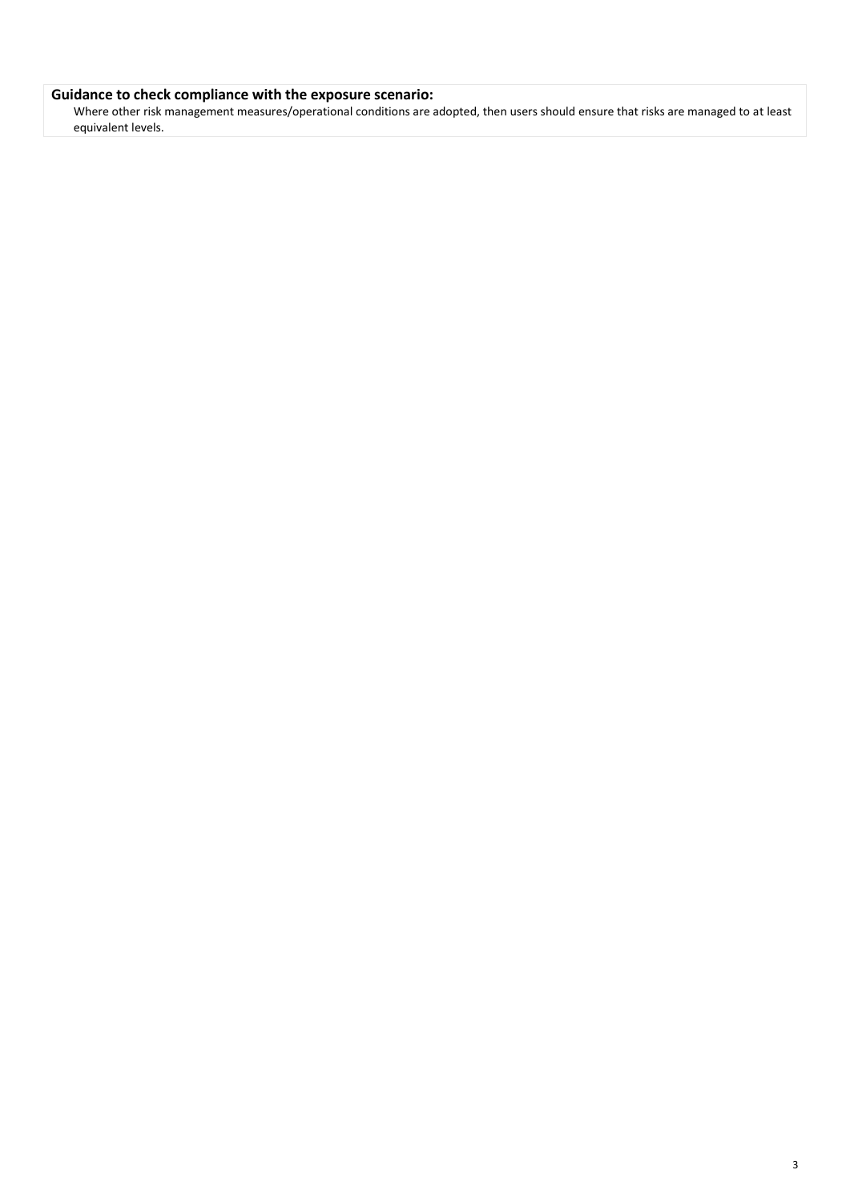**Guidance to check compliance with the exposure scenario:**

Where other risk management measures/operational conditions are adopted, then users should ensure that risks are managed to at least equivalent levels.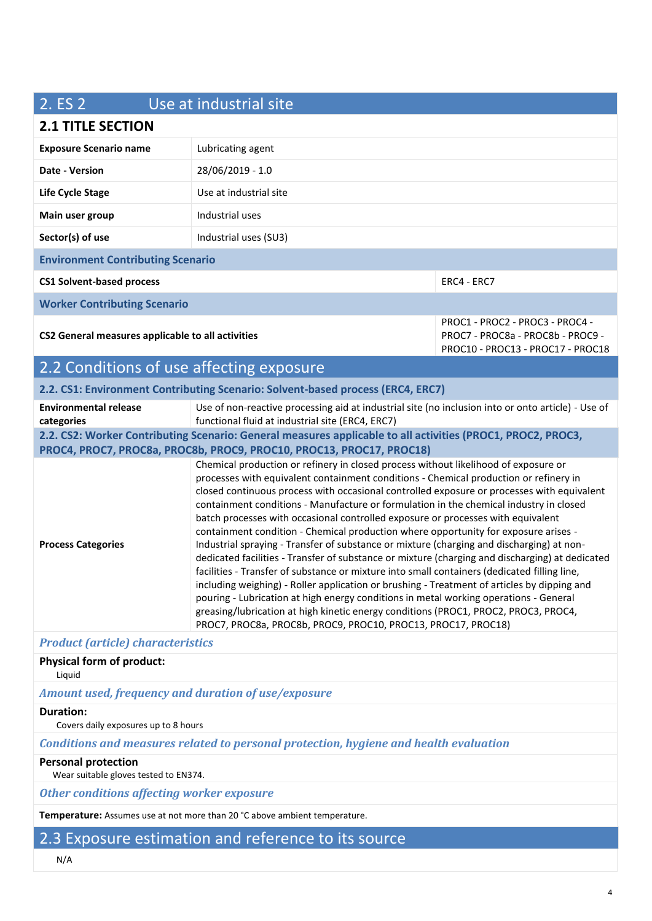## 2. ES 2 Use at industrial site

### 2.1 TITLE SECTION

| | | |
|---|---|---|
| **Exposure Scenario name** | Lubricating agent | |
| **Date - Version** | 28/06/2019 - 1.0 | |
| **Life Cycle Stage** | Use at industrial site | |
| **Main user group** | Industrial uses | |
| **Sector(s) of use** | Industrial uses (SU3) | |
| **Environment Contributing Scenario** | | |
| **CS1 Solvent-based process** | | ERC4 - ERC7 |
| **Worker Contributing Scenario** | | |
| **CS2 General measures applicable to all activities** | | PROC1 - PROC2 - PROC3 - PROC4 - PROC7 - PROC8a - PROC8b - PROC9 - PROC10 - PROC13 - PROC17 - PROC18 |

### 2.2 Conditions of use affecting exposure

**2.2. CS1: Environment Contributing Scenario: Solvent-based process (ERC4, ERC7)**

| | |
|---|---|
| **Environmental release categories** | Use of non-reactive processing aid at industrial site (no inclusion into or onto article) - Use of functional fluid at industrial site (ERC4, ERC7) |

**2.2. CS2: Worker Contributing Scenario: General measures applicable to all activities (PROC1, PROC2, PROC3, PROC4, PROC7, PROC8a, PROC8b, PROC9, PROC10, PROC13, PROC17, PROC18)**

| | |
|---|---|
| **Process Categories** | Chemical production or refinery in closed process without likelihood of exposure or processes with equivalent containment conditions - Chemical production or refinery in closed continuous process with occasional controlled exposure or processes with equivalent containment conditions - Manufacture or formulation in the chemical industry in closed batch processes with occasional controlled exposure or processes with equivalent containment condition - Chemical production where opportunity for exposure arises - Industrial spraying - Transfer of substance or mixture (charging and discharging) at non-dedicated facilities - Transfer of substance or mixture (charging and discharging) at dedicated facilities - Transfer of substance or mixture into small containers (dedicated filling line, including weighing) - Roller application or brushing - Treatment of articles by dipping and pouring - Lubrication at high energy conditions in metal working operations - General greasing/lubrication at high kinetic energy conditions (PROC1, PROC2, PROC3, PROC4, PROC7, PROC8a, PROC8b, PROC9, PROC10, PROC13, PROC17, PROC18) |

*Product (article) characteristics*

**Physical form of product:**
Liquid

*Amount used, frequency and duration of use/exposure*

**Duration:**
Covers daily exposures up to 8 hours

*Conditions and measures related to personal protection, hygiene and health evaluation*

**Personal protection**
Wear suitable gloves tested to EN374.

*Other conditions affecting worker exposure*

**Temperature:** Assumes use at not more than 20 °C above ambient temperature.

### 2.3 Exposure estimation and reference to its source

N/A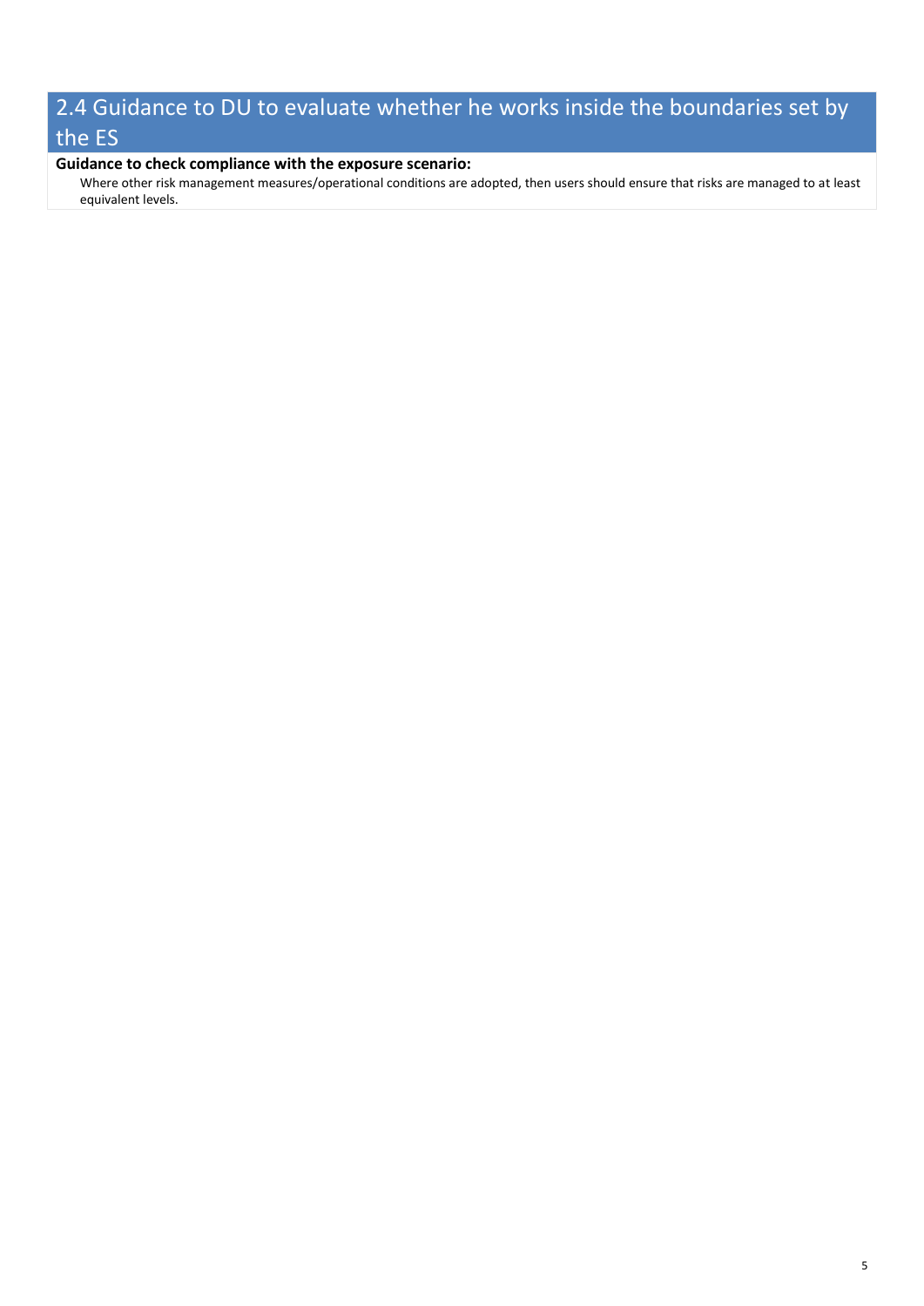## 2.4 Guidance to DU to evaluate whether he works inside the boundaries set by the ES

**Guidance to check compliance with the exposure scenario:**

Where other risk management measures/operational conditions are adopted, then users should ensure that risks are managed to at least equivalent levels.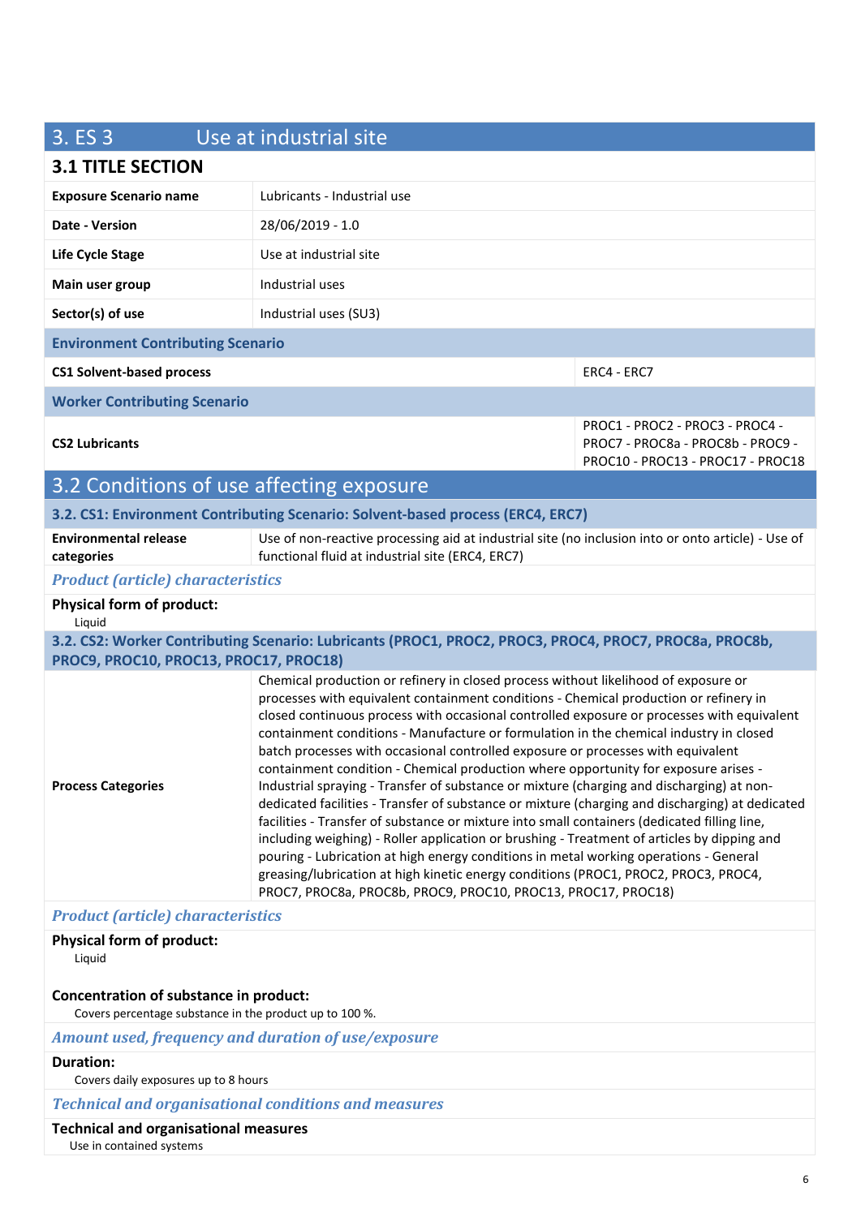# 3. ES 3 Use at industrial site

## 3.1 TITLE SECTION

| | |
|---|---|
| **Exposure Scenario name** | Lubricants - Industrial use |
| **Date - Version** | 28/06/2019 - 1.0 |
| **Life Cycle Stage** | Use at industrial site |
| **Main user group** | Industrial uses |
| **Sector(s) of use** | Industrial uses (SU3) |

**Environment Contributing Scenario**

| | |
|---|---|
| **CS1 Solvent-based process** | ERC4 - ERC7 |

**Worker Contributing Scenario**

| | |
|---|---|
| **CS2 Lubricants** | PROC1 - PROC2 - PROC3 - PROC4 - PROC7 - PROC8a - PROC8b - PROC9 - PROC10 - PROC13 - PROC17 - PROC18 |

## 3.2 Conditions of use affecting exposure

### 3.2. CS1: Environment Contributing Scenario: Solvent-based process (ERC4, ERC7)

| | |
|---|---|
| **Environmental release categories** | Use of non-reactive processing aid at industrial site (no inclusion into or onto article) - Use of functional fluid at industrial site (ERC4, ERC7) |

*Product (article) characteristics*

**Physical form of product:**
Liquid

### 3.2. CS2: Worker Contributing Scenario: Lubricants (PROC1, PROC2, PROC3, PROC4, PROC7, PROC8a, PROC8b, PROC9, PROC10, PROC13, PROC17, PROC18)

| | |
|---|---|
| **Process Categories** | Chemical production or refinery in closed process without likelihood of exposure or processes with equivalent containment conditions - Chemical production or refinery in closed continuous process with occasional controlled exposure or processes with equivalent containment conditions - Manufacture or formulation in the chemical industry in closed batch processes with occasional controlled exposure or processes with equivalent containment condition - Chemical production where opportunity for exposure arises - Industrial spraying - Transfer of substance or mixture (charging and discharging) at non-dedicated facilities - Transfer of substance or mixture (charging and discharging) at dedicated facilities - Transfer of substance or mixture into small containers (dedicated filling line, including weighing) - Roller application or brushing - Treatment of articles by dipping and pouring - Lubrication at high energy conditions in metal working operations - General greasing/lubrication at high kinetic energy conditions (PROC1, PROC2, PROC3, PROC4, PROC7, PROC8a, PROC8b, PROC9, PROC10, PROC13, PROC17, PROC18) |

*Product (article) characteristics*

**Physical form of product:**
Liquid

**Concentration of substance in product:**
Covers percentage substance in the product up to 100 %.

*Amount used, frequency and duration of use/exposure*

**Duration:**
Covers daily exposures up to 8 hours

*Technical and organisational conditions and measures*

**Technical and organisational measures**
Use in contained systems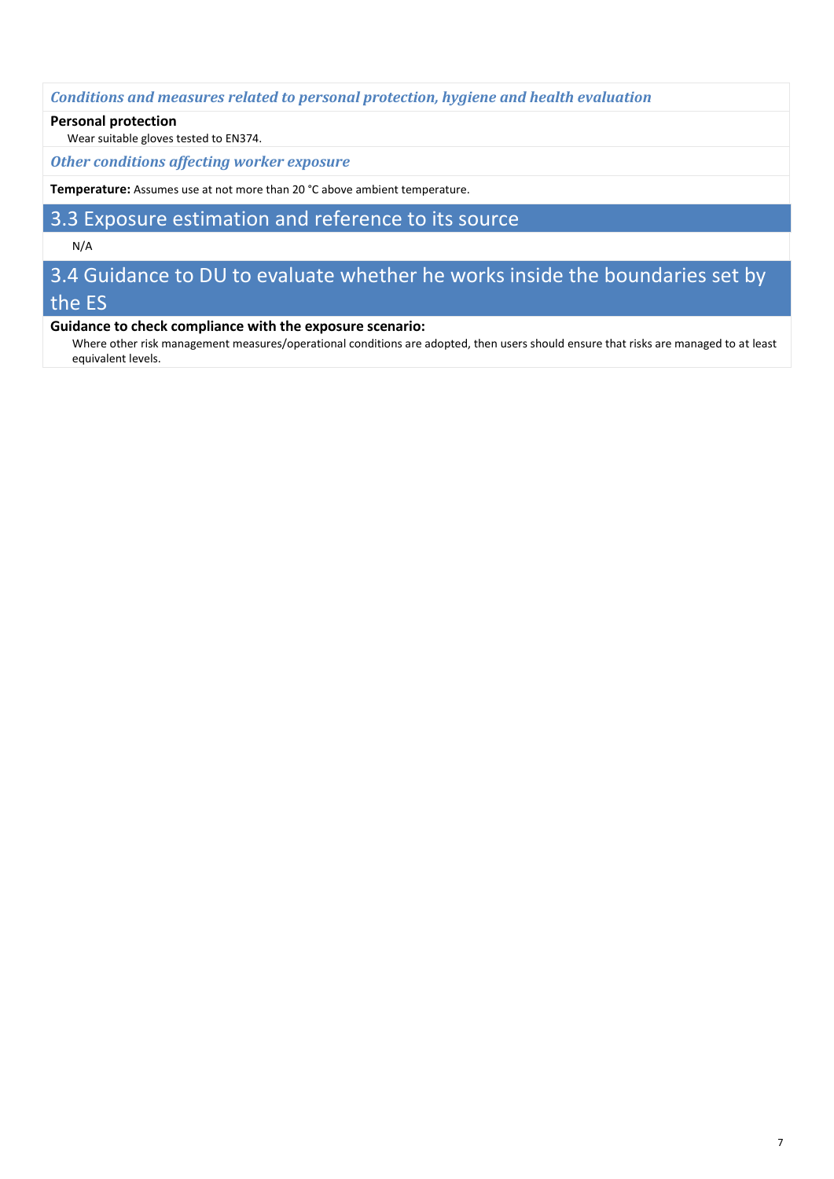*Conditions and measures related to personal protection, hygiene and health evaluation*

**Personal protection**

Wear suitable gloves tested to EN374.

*Other conditions affecting worker exposure*

**Temperature:** Assumes use at not more than 20 °C above ambient temperature.

## 3.3 Exposure estimation and reference to its source

N/A

## 3.4 Guidance to DU to evaluate whether he works inside the boundaries set by the ES

**Guidance to check compliance with the exposure scenario:**

Where other risk management measures/operational conditions are adopted, then users should ensure that risks are managed to at least equivalent levels.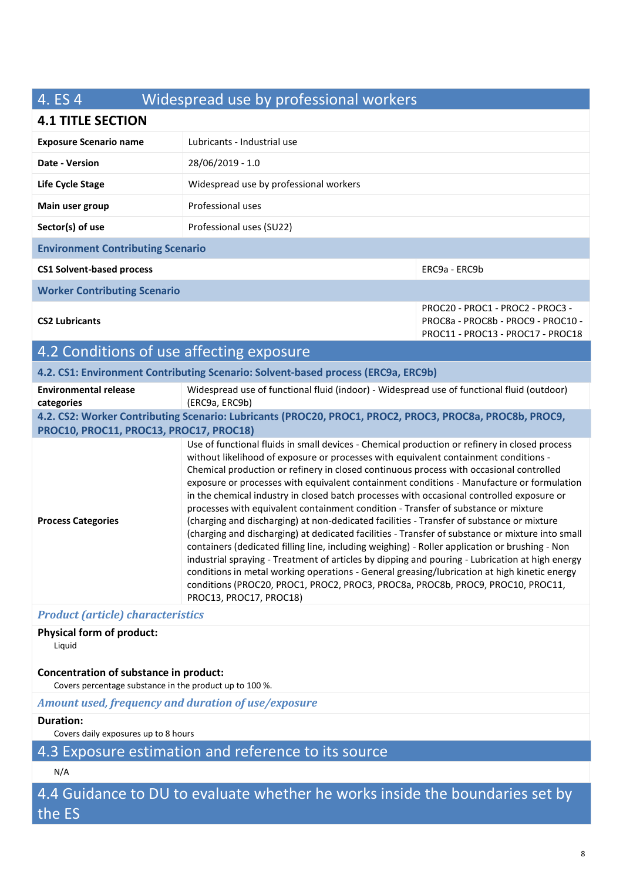# 4. ES 4 Widespread use by professional workers

## 4.1 TITLE SECTION

| | |
|---|---|
| **Exposure Scenario name** | Lubricants - Industrial use |
| **Date - Version** | 28/06/2019 - 1.0 |
| **Life Cycle Stage** | Widespread use by professional workers |
| **Main user group** | Professional uses |
| **Sector(s) of use** | Professional uses (SU22) |

**Environment Contributing Scenario**

| | |
|---|---|
| **CS1 Solvent-based process** | ERC9a - ERC9b |

**Worker Contributing Scenario**

| | |
|---|---|
| **CS2 Lubricants** | PROC20 - PROC1 - PROC2 - PROC3 - PROC8a - PROC8b - PROC9 - PROC10 - PROC11 - PROC13 - PROC17 - PROC18 |

## 4.2 Conditions of use affecting exposure

### 4.2. CS1: Environment Contributing Scenario: Solvent-based process (ERC9a, ERC9b)

| | |
|---|---|
| **Environmental release categories** | Widespread use of functional fluid (indoor) - Widespread use of functional fluid (outdoor) (ERC9a, ERC9b) |

### 4.2. CS2: Worker Contributing Scenario: Lubricants (PROC20, PROC1, PROC2, PROC3, PROC8a, PROC8b, PROC9, PROC10, PROC11, PROC13, PROC17, PROC18)

| | |
|---|---|
| **Process Categories** | Use of functional fluids in small devices - Chemical production or refinery in closed process without likelihood of exposure or processes with equivalent containment conditions - Chemical production or refinery in closed continuous process with occasional controlled exposure or processes with equivalent containment conditions - Manufacture or formulation in the chemical industry in closed batch processes with occasional controlled exposure or processes with equivalent containment condition - Transfer of substance or mixture (charging and discharging) at non-dedicated facilities - Transfer of substance or mixture (charging and discharging) at dedicated facilities - Transfer of substance or mixture into small containers (dedicated filling line, including weighing) - Roller application or brushing - Non industrial spraying - Treatment of articles by dipping and pouring - Lubrication at high energy conditions in metal working operations - General greasing/lubrication at high kinetic energy conditions (PROC20, PROC1, PROC2, PROC3, PROC8a, PROC8b, PROC9, PROC10, PROC11, PROC13, PROC17, PROC18) |

*Product (article) characteristics*

**Physical form of product:**

Liquid

**Concentration of substance in product:**

Covers percentage substance in the product up to 100 %.

*Amount used, frequency and duration of use/exposure*

**Duration:**

Covers daily exposures up to 8 hours

## 4.3 Exposure estimation and reference to its source

N/A

## 4.4 Guidance to DU to evaluate whether he works inside the boundaries set by the ES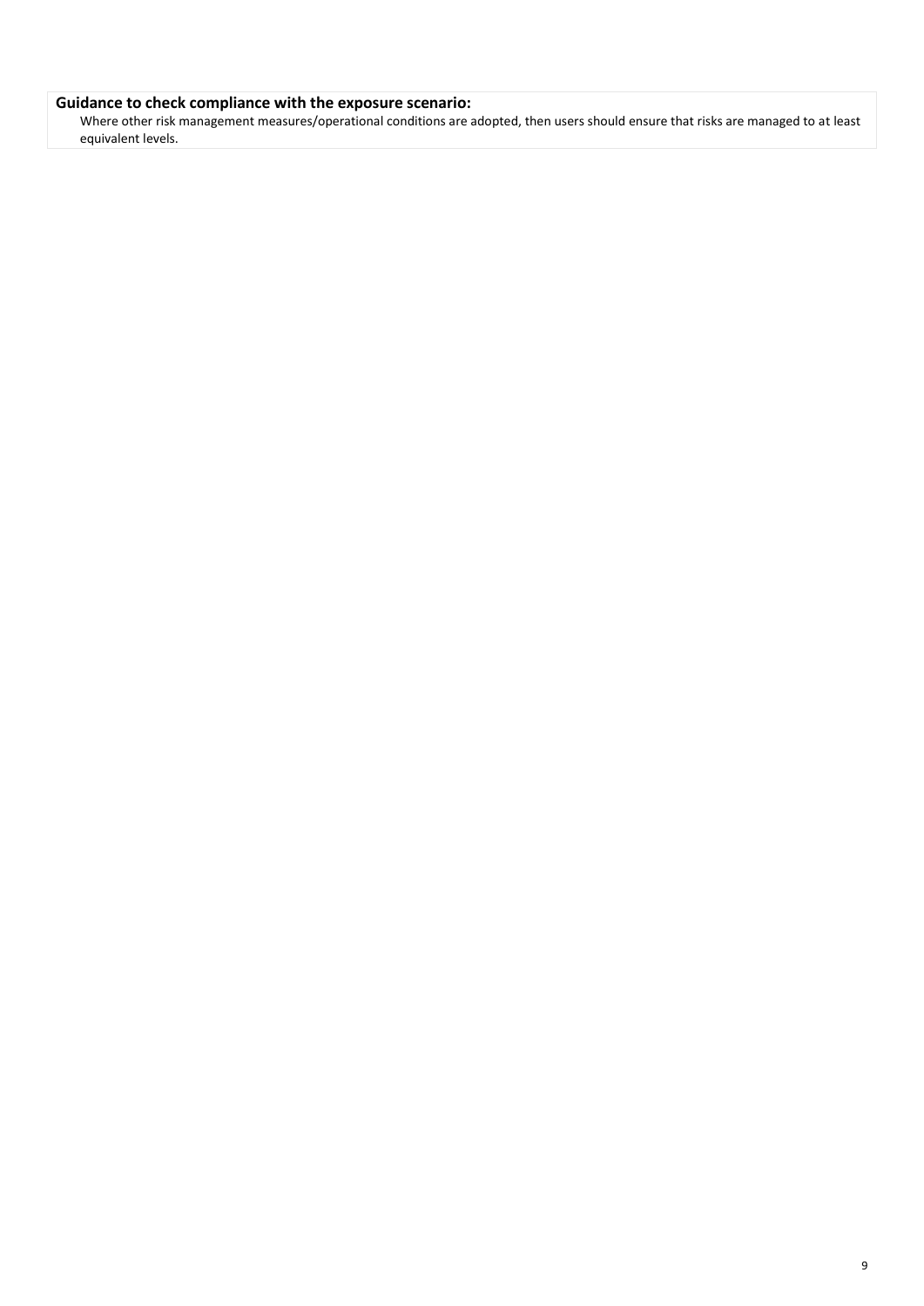**Guidance to check compliance with the exposure scenario:**

Where other risk management measures/operational conditions are adopted, then users should ensure that risks are managed to at least equivalent levels.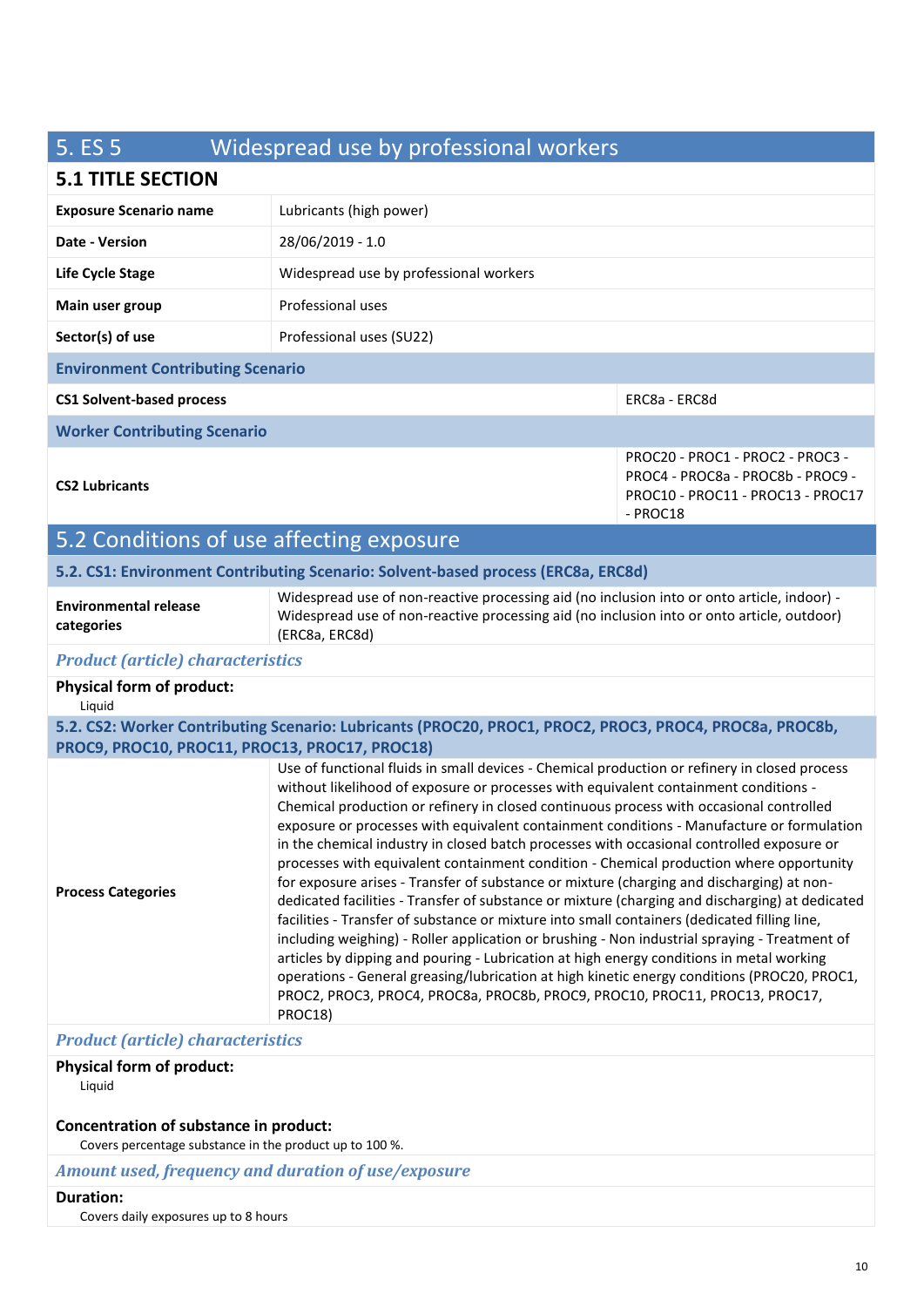# 5. ES 5 Widespread use by professional workers

## 5.1 TITLE SECTION

| | |
|---|---|
| **Exposure Scenario name** | Lubricants (high power) |
| **Date - Version** | 28/06/2019 - 1.0 |
| **Life Cycle Stage** | Widespread use by professional workers |
| **Main user group** | Professional uses |
| **Sector(s) of use** | Professional uses (SU22) |

**Environment Contributing Scenario**

| | |
|---|---|
| **CS1 Solvent-based process** | ERC8a - ERC8d |

**Worker Contributing Scenario**

| | |
|---|---|
| **CS2 Lubricants** | PROC20 - PROC1 - PROC2 - PROC3 - PROC4 - PROC8a - PROC8b - PROC9 - PROC10 - PROC11 - PROC13 - PROC17 - PROC18 |

## 5.2 Conditions of use affecting exposure

### 5.2. CS1: Environment Contributing Scenario: Solvent-based process (ERC8a, ERC8d)

| | |
|---|---|
| **Environmental release categories** | Widespread use of non-reactive processing aid (no inclusion into or onto article, indoor) - Widespread use of non-reactive processing aid (no inclusion into or onto article, outdoor) (ERC8a, ERC8d) |

*Product (article) characteristics*

**Physical form of product:**
Liquid

### 5.2. CS2: Worker Contributing Scenario: Lubricants (PROC20, PROC1, PROC2, PROC3, PROC4, PROC8a, PROC8b, PROC9, PROC10, PROC11, PROC13, PROC17, PROC18)

| | |
|---|---|
| **Process Categories** | Use of functional fluids in small devices - Chemical production or refinery in closed process without likelihood of exposure or processes with equivalent containment conditions - Chemical production or refinery in closed continuous process with occasional controlled exposure or processes with equivalent containment conditions - Manufacture or formulation in the chemical industry in closed batch processes with occasional controlled exposure or processes with equivalent containment condition - Chemical production where opportunity for exposure arises - Transfer of substance or mixture (charging and discharging) at non-dedicated facilities - Transfer of substance or mixture (charging and discharging) at dedicated facilities - Transfer of substance or mixture into small containers (dedicated filling line, including weighing) - Roller application or brushing - Non industrial spraying - Treatment of articles by dipping and pouring - Lubrication at high energy conditions in metal working operations - General greasing/lubrication at high kinetic energy conditions (PROC20, PROC1, PROC2, PROC3, PROC4, PROC8a, PROC8b, PROC9, PROC10, PROC11, PROC13, PROC17, PROC18) |

*Product (article) characteristics*

**Physical form of product:**
Liquid

**Concentration of substance in product:**
Covers percentage substance in the product up to 100 %.

*Amount used, frequency and duration of use/exposure*

**Duration:**
Covers daily exposures up to 8 hours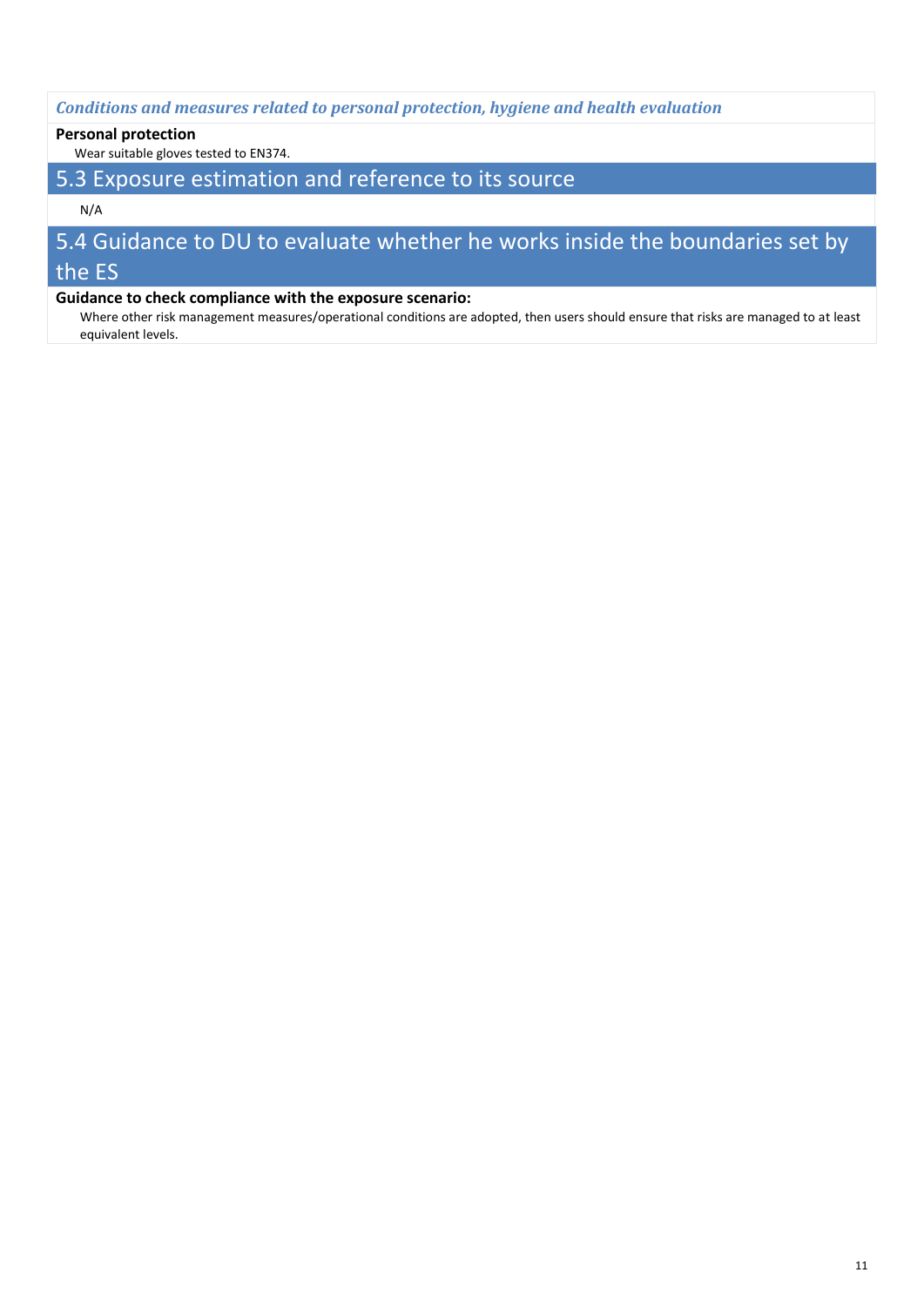*Conditions and measures related to personal protection, hygiene and health evaluation*

**Personal protection**

Wear suitable gloves tested to EN374.

## 5.3 Exposure estimation and reference to its source

N/A

## 5.4 Guidance to DU to evaluate whether he works inside the boundaries set by the ES

**Guidance to check compliance with the exposure scenario:**

Where other risk management measures/operational conditions are adopted, then users should ensure that risks are managed to at least equivalent levels.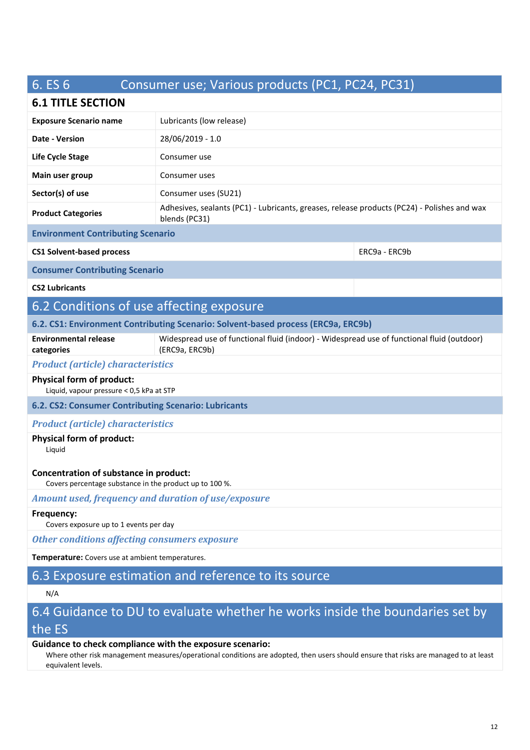# 6. ES 6 Consumer use; Various products (PC1, PC24, PC31)

## 6.1 TITLE SECTION

| | |
|---|---|
| **Exposure Scenario name** | Lubricants (low release) |
| **Date - Version** | 28/06/2019 - 1.0 |
| **Life Cycle Stage** | Consumer use |
| **Main user group** | Consumer uses |
| **Sector(s) of use** | Consumer uses (SU21) |
| **Product Categories** | Adhesives, sealants (PC1) - Lubricants, greases, release products (PC24) - Polishes and wax blends (PC31) |

| | |
|---|---|
| **Environment Contributing Scenario** | |
| **CS1 Solvent-based process** | ERC9a - ERC9b |
| **Consumer Contributing Scenario** | |
| **CS2 Lubricants** | |

## 6.2 Conditions of use affecting exposure

### 6.2. CS1: Environment Contributing Scenario: Solvent-based process (ERC9a, ERC9b)

| | |
|---|---|
| **Environmental release categories** | Widespread use of functional fluid (indoor) - Widespread use of functional fluid (outdoor) (ERC9a, ERC9b) |

***Product (article) characteristics***

**Physical form of product:**
Liquid, vapour pressure < 0,5 kPa at STP

### 6.2. CS2: Consumer Contributing Scenario: Lubricants

***Product (article) characteristics***

**Physical form of product:**
Liquid

**Concentration of substance in product:**
Covers percentage substance in the product up to 100 %.

***Amount used, frequency and duration of use/exposure***

**Frequency:**
Covers exposure up to 1 events per day

***Other conditions affecting consumers exposure***

**Temperature:** Covers use at ambient temperatures.

## 6.3 Exposure estimation and reference to its source

N/A

## 6.4 Guidance to DU to evaluate whether he works inside the boundaries set by the ES

**Guidance to check compliance with the exposure scenario:**
Where other risk management measures/operational conditions are adopted, then users should ensure that risks are managed to at least equivalent levels.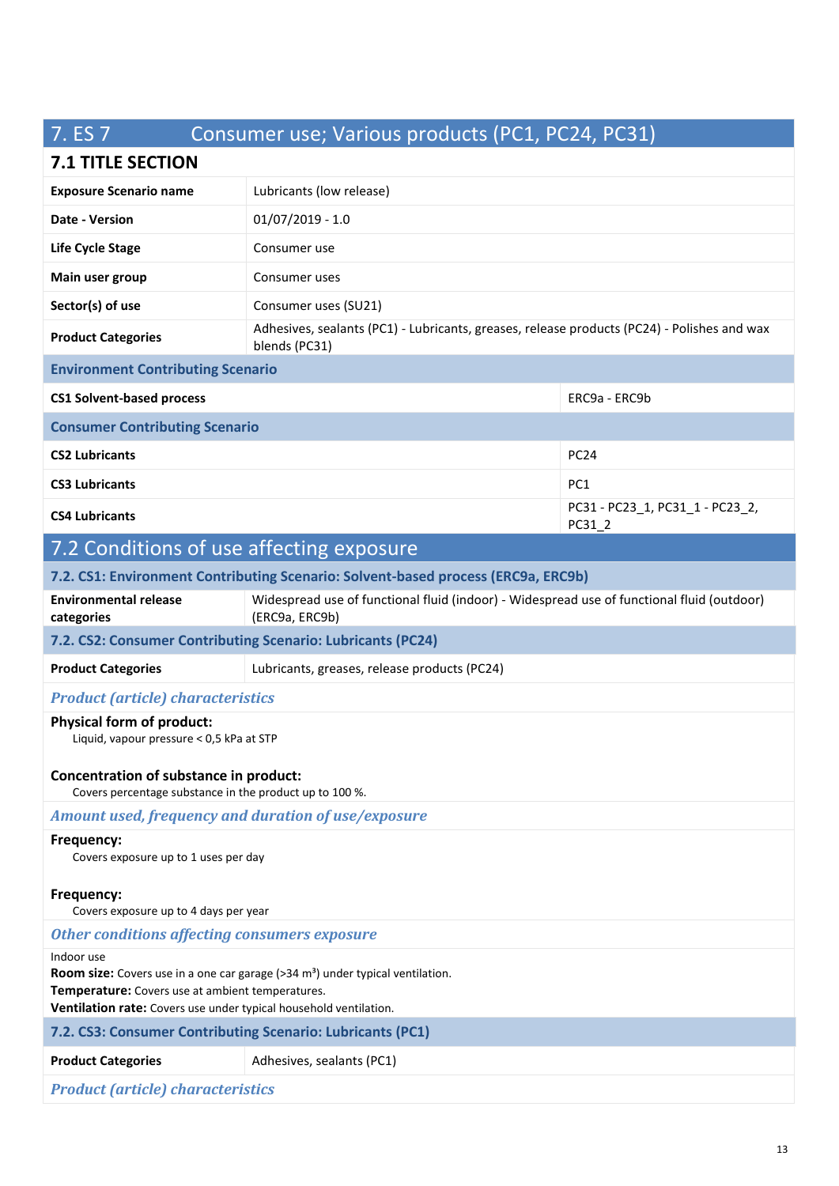## 7. ES 7 Consumer use; Various products (PC1, PC24, PC31)

### 7.1 TITLE SECTION

| | |
|---|---|
| **Exposure Scenario name** | Lubricants (low release) |
| **Date - Version** | 01/07/2019 - 1.0 |
| **Life Cycle Stage** | Consumer use |
| **Main user group** | Consumer uses |
| **Sector(s) of use** | Consumer uses (SU21) |
| **Product Categories** | Adhesives, sealants (PC1) - Lubricants, greases, release products (PC24) - Polishes and wax blends (PC31) |

| **Environment Contributing Scenario** | |
|---|---|
| **CS1 Solvent-based process** | ERC9a - ERC9b |

| **Consumer Contributing Scenario** | |
|---|---|
| **CS2 Lubricants** | PC24 |
| **CS3 Lubricants** | PC1 |
| **CS4 Lubricants** | PC31 - PC23_1, PC31_1 - PC23_2, PC31_2 |

### 7.2 Conditions of use affecting exposure

#### 7.2. CS1: Environment Contributing Scenario: Solvent-based process (ERC9a, ERC9b)

| | |
|---|---|
| **Environmental release categories** | Widespread use of functional fluid (indoor) - Widespread use of functional fluid (outdoor) (ERC9a, ERC9b) |

#### 7.2. CS2: Consumer Contributing Scenario: Lubricants (PC24)

| | |
|---|---|
| **Product Categories** | Lubricants, greases, release products (PC24) |

*Product (article) characteristics*

**Physical form of product:**
Liquid, vapour pressure < 0,5 kPa at STP

**Concentration of substance in product:**
Covers percentage substance in the product up to 100 %.

*Amount used, frequency and duration of use/exposure*

**Frequency:**
Covers exposure up to 1 uses per day

**Frequency:**
Covers exposure up to 4 days per year

*Other conditions affecting consumers exposure*

Indoor use
**Room size:** Covers use in a one car garage (>34 m³) under typical ventilation.
**Temperature:** Covers use at ambient temperatures.
**Ventilation rate:** Covers use under typical household ventilation.

#### 7.2. CS3: Consumer Contributing Scenario: Lubricants (PC1)

| | |
|---|---|
| **Product Categories** | Adhesives, sealants (PC1) |

*Product (article) characteristics*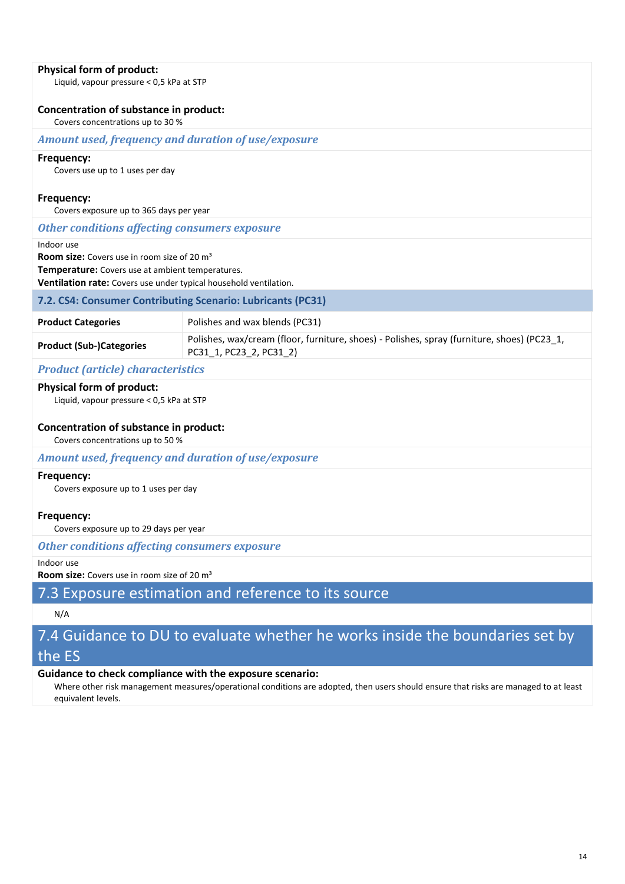**Physical form of product:**

Liquid, vapour pressure < 0,5 kPa at STP

**Concentration of substance in product:**

Covers concentrations up to 30 %

***Amount used, frequency and duration of use/exposure***

**Frequency:**

Covers use up to 1 uses per day

**Frequency:**

Covers exposure up to 365 days per year

***Other conditions affecting consumers exposure***

Indoor use

**Room size:** Covers use in room size of 20 m³

**Temperature:** Covers use at ambient temperatures.

**Ventilation rate:** Covers use under typical household ventilation.

### 7.2. CS4: Consumer Contributing Scenario: Lubricants (PC31)

| | |
|---|---|
| **Product Categories** | Polishes and wax blends (PC31) |
| **Product (Sub-)Categories** | Polishes, wax/cream (floor, furniture, shoes) - Polishes, spray (furniture, shoes) (PC23_1, PC31_1, PC23_2, PC31_2) |

***Product (article) characteristics***

**Physical form of product:**

Liquid, vapour pressure < 0,5 kPa at STP

**Concentration of substance in product:**

Covers concentrations up to 50 %

***Amount used, frequency and duration of use/exposure***

**Frequency:**

Covers exposure up to 1 uses per day

**Frequency:**

Covers exposure up to 29 days per year

***Other conditions affecting consumers exposure***

Indoor use

**Room size:** Covers use in room size of 20 m³

## 7.3 Exposure estimation and reference to its source

N/A

## 7.4 Guidance to DU to evaluate whether he works inside the boundaries set by the ES

**Guidance to check compliance with the exposure scenario:**

Where other risk management measures/operational conditions are adopted, then users should ensure that risks are managed to at least equivalent levels.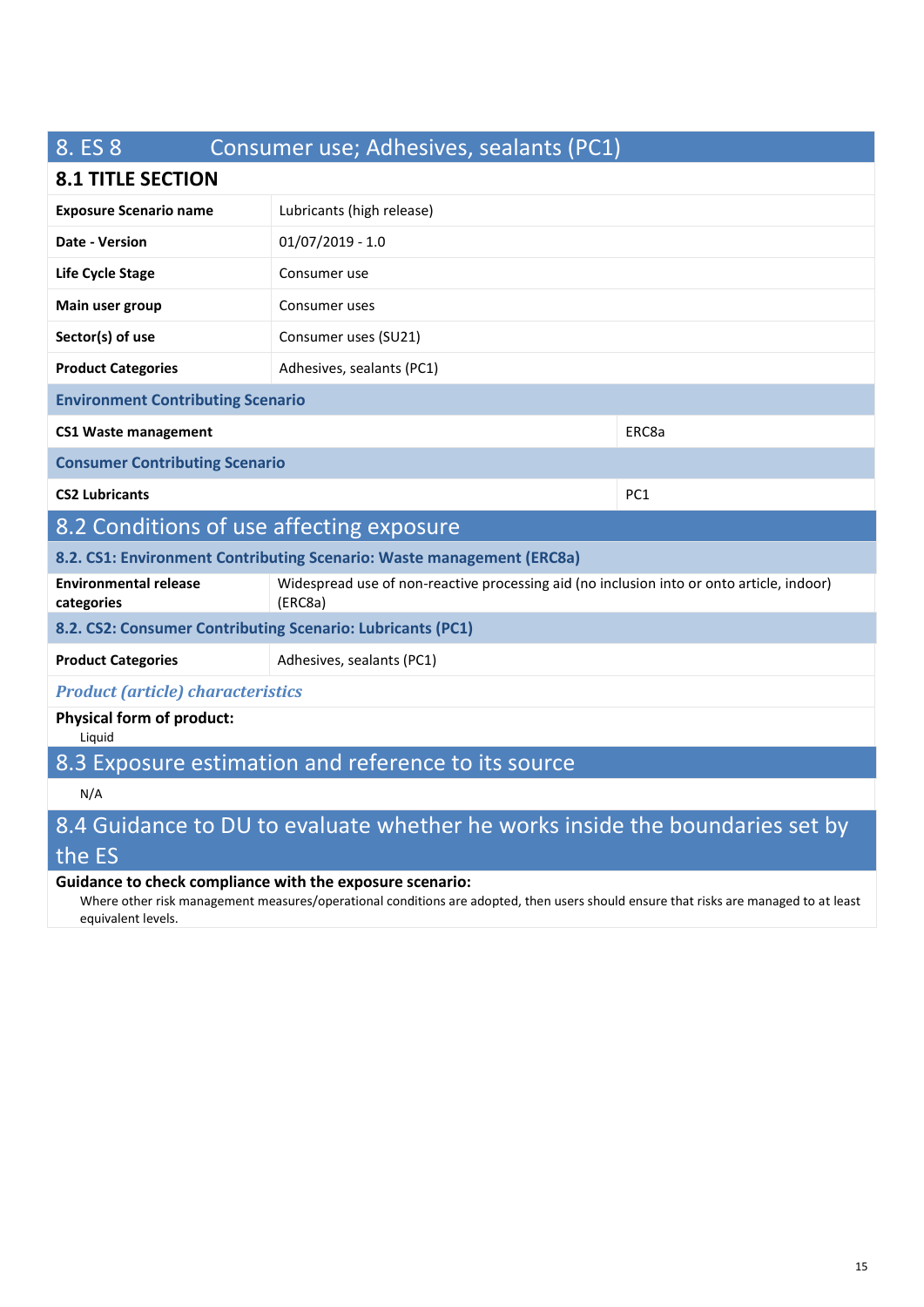## 8. ES 8 Consumer use; Adhesives, sealants (PC1)

### 8.1 TITLE SECTION

| | | |
|---|---|---|
| **Exposure Scenario name** | Lubricants (high release) | |
| **Date - Version** | 01/07/2019 - 1.0 | |
| **Life Cycle Stage** | Consumer use | |
| **Main user group** | Consumer uses | |
| **Sector(s) of use** | Consumer uses (SU21) | |
| **Product Categories** | Adhesives, sealants (PC1) | |
| **Environment Contributing Scenario** | | |
| **CS1 Waste management** | | ERC8a |
| **Consumer Contributing Scenario** | | |
| **CS2 Lubricants** | | PC1 |

### 8.2 Conditions of use affecting exposure

#### 8.2. CS1: Environment Contributing Scenario: Waste management (ERC8a)

| | |
|---|---|
| **Environmental release categories** | Widespread use of non-reactive processing aid (no inclusion into or onto article, indoor) (ERC8a) |

#### 8.2. CS2: Consumer Contributing Scenario: Lubricants (PC1)

| | |
|---|---|
| **Product Categories** | Adhesives, sealants (PC1) |

*Product (article) characteristics*

**Physical form of product:**

Liquid

### 8.3 Exposure estimation and reference to its source

N/A

### 8.4 Guidance to DU to evaluate whether he works inside the boundaries set by the ES

**Guidance to check compliance with the exposure scenario:**

Where other risk management measures/operational conditions are adopted, then users should ensure that risks are managed to at least equivalent levels.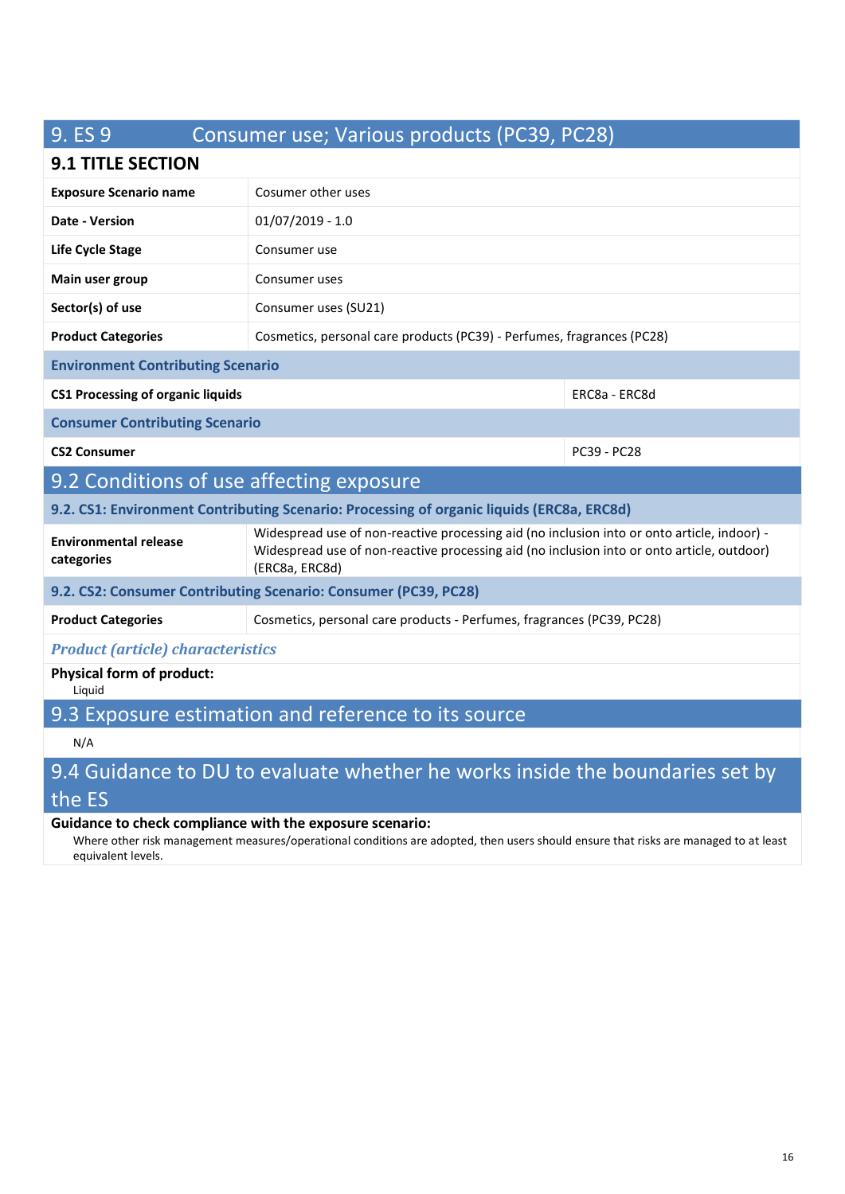## 9. ES 9 Consumer use; Various products (PC39, PC28)

### 9.1 TITLE SECTION

| | |
|---|---|
| **Exposure Scenario name** | Cosumer other uses |
| **Date - Version** | 01/07/2019 - 1.0 |
| **Life Cycle Stage** | Consumer use |
| **Main user group** | Consumer uses |
| **Sector(s) of use** | Consumer uses (SU21) |
| **Product Categories** | Cosmetics, personal care products (PC39) - Perfumes, fragrances (PC28) |

**Environment Contributing Scenario**

| | |
|---|---|
| **CS1 Processing of organic liquids** | ERC8a - ERC8d |

**Consumer Contributing Scenario**

| | |
|---|---|
| **CS2 Consumer** | PC39 - PC28 |

### 9.2 Conditions of use affecting exposure

**9.2. CS1: Environment Contributing Scenario: Processing of organic liquids (ERC8a, ERC8d)**

| | |
|---|---|
| **Environmental release categories** | Widespread use of non-reactive processing aid (no inclusion into or onto article, indoor) - Widespread use of non-reactive processing aid (no inclusion into or onto article, outdoor) (ERC8a, ERC8d) |

**9.2. CS2: Consumer Contributing Scenario: Consumer (PC39, PC28)**

| | |
|---|---|
| **Product Categories** | Cosmetics, personal care products - Perfumes, fragrances (PC39, PC28) |

***Product (article) characteristics***

**Physical form of product:**

Liquid

### 9.3 Exposure estimation and reference to its source

N/A

### 9.4 Guidance to DU to evaluate whether he works inside the boundaries set by the ES

**Guidance to check compliance with the exposure scenario:**

Where other risk management measures/operational conditions are adopted, then users should ensure that risks are managed to at least equivalent levels.